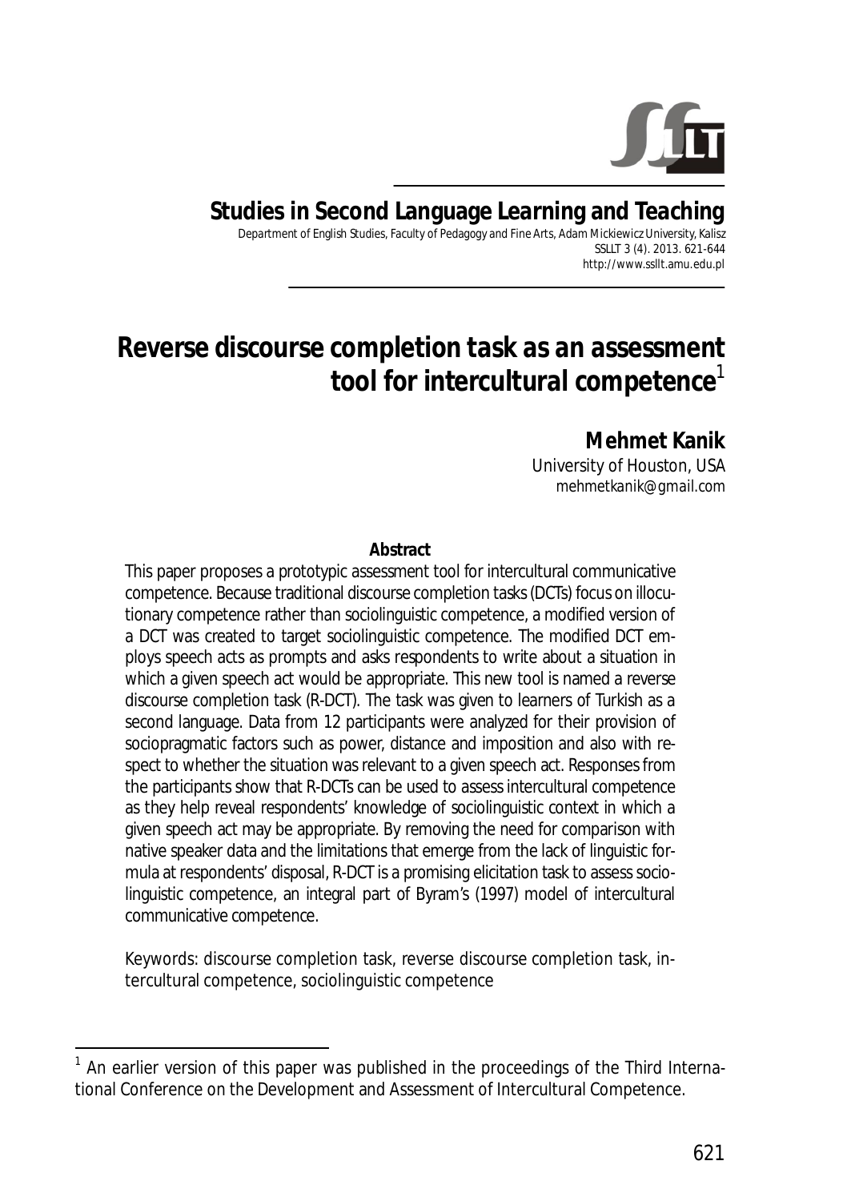**Studies in Second Language Learning and Teaching**

Department of English Studies, Faculty of Pedagogy and Fine Arts, Adam Mickiewicz University, Kalisz
SSLLT 3 (4). 2013. 621-644
http://www.ssllt.amu.edu.pl

# Reverse discourse completion task as an assessment tool for intercultural competence[1]

**Mehmet Kanik**
University of Houston, USA
mehmetkanik@gmail.com

**Abstract**

This paper proposes a prototypic assessment tool for intercultural communicative competence. Because traditional discourse completion tasks (DCTs) focus on illocutionary competence rather than sociolinguistic competence, a modified version of a DCT was created to target sociolinguistic competence. The modified DCT employs speech acts as prompts and asks respondents to write about a situation in which a given speech act would be appropriate. This new tool is named a reverse discourse completion task (R-DCT). The task was given to learners of Turkish as a second language. Data from 12 participants were analyzed for their provision of sociopragmatic factors such as power, distance and imposition and also with respect to whether the situation was relevant to a given speech act. Responses from the participants show that R-DCTs can be used to assess intercultural competence as they help reveal respondents' knowledge of sociolinguistic context in which a given speech act may be appropriate. By removing the need for comparison with native speaker data and the limitations that emerge from the lack of linguistic formula at respondents' disposal, R-DCT is a promising elicitation task to assess sociolinguistic competence, an integral part of Byram's (1997) model of intercultural communicative competence.

Keywords: discourse completion task, reverse discourse completion task, intercultural competence, sociolinguistic competence

---

[1] An earlier version of this paper was published in the proceedings of the Third International Conference on the Development and Assessment of Intercultural Competence.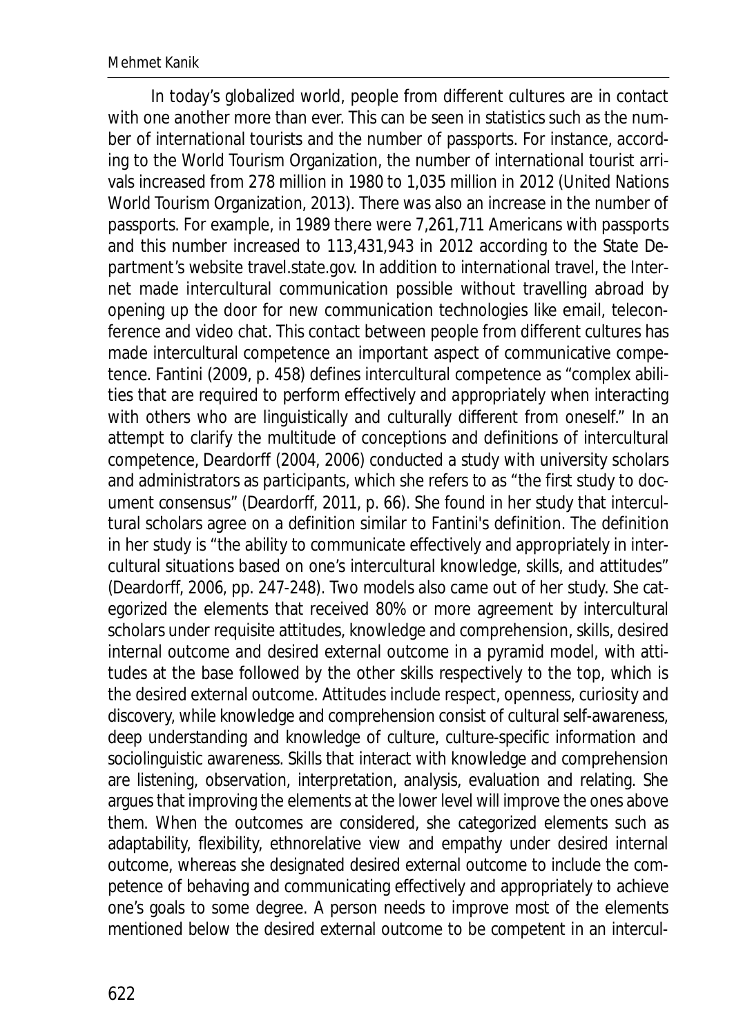In today's globalized world, people from different cultures are in contact with one another more than ever. This can be seen in statistics such as the number of international tourists and the number of passports. For instance, according to the World Tourism Organization, the number of international tourist arrivals increased from 278 million in 1980 to 1,035 million in 2012 (United Nations World Tourism Organization, 2013). There was also an increase in the number of passports. For example, in 1989 there were 7,261,711 Americans with passports and this number increased to 113,431,943 in 2012 according to the State Department's website travel.state.gov. In addition to international travel, the Internet made intercultural communication possible without travelling abroad by opening up the door for new communication technologies like email, teleconference and video chat. This contact between people from different cultures has made intercultural competence an important aspect of communicative competence. Fantini (2009, p. 458) defines intercultural competence as "complex abilities that are required to perform *effectively* and *appropriately* when interacting with others who are linguistically and culturally different from oneself." In an attempt to clarify the multitude of conceptions and definitions of intercultural competence, Deardorff (2004, 2006) conducted a study with university scholars and administrators as participants, which she refers to as "the first study to document consensus" (Deardorff, 2011, p. 66). She found in her study that intercultural scholars agree on a definition similar to Fantini's definition. The definition in her study is "the ability to communicate effectively and appropriately in intercultural situations based on one's intercultural knowledge, skills, and attitudes" (Deardorff, 2006, pp. 247-248). Two models also came out of her study. She categorized the elements that received 80% or more agreement by intercultural scholars under requisite attitudes, knowledge and comprehension, skills, desired internal outcome and desired external outcome in a pyramid model, with attitudes at the base followed by the other skills respectively to the top, which is the desired external outcome. Attitudes include respect, openness, curiosity and discovery, while knowledge and comprehension consist of cultural self-awareness, deep understanding and knowledge of culture, culture-specific information and sociolinguistic awareness. Skills that interact with knowledge and comprehension are listening, observation, interpretation, analysis, evaluation and relating. She argues that improving the elements at the lower level will improve the ones above them. When the outcomes are considered, she categorized elements such as adaptability, flexibility, ethnorelative view and empathy under desired internal outcome, whereas she designated desired external outcome to include the competence of behaving and communicating effectively and appropriately to achieve one's goals to some degree. A person needs to improve most of the elements mentioned below the desired external outcome to be competent in an intercul-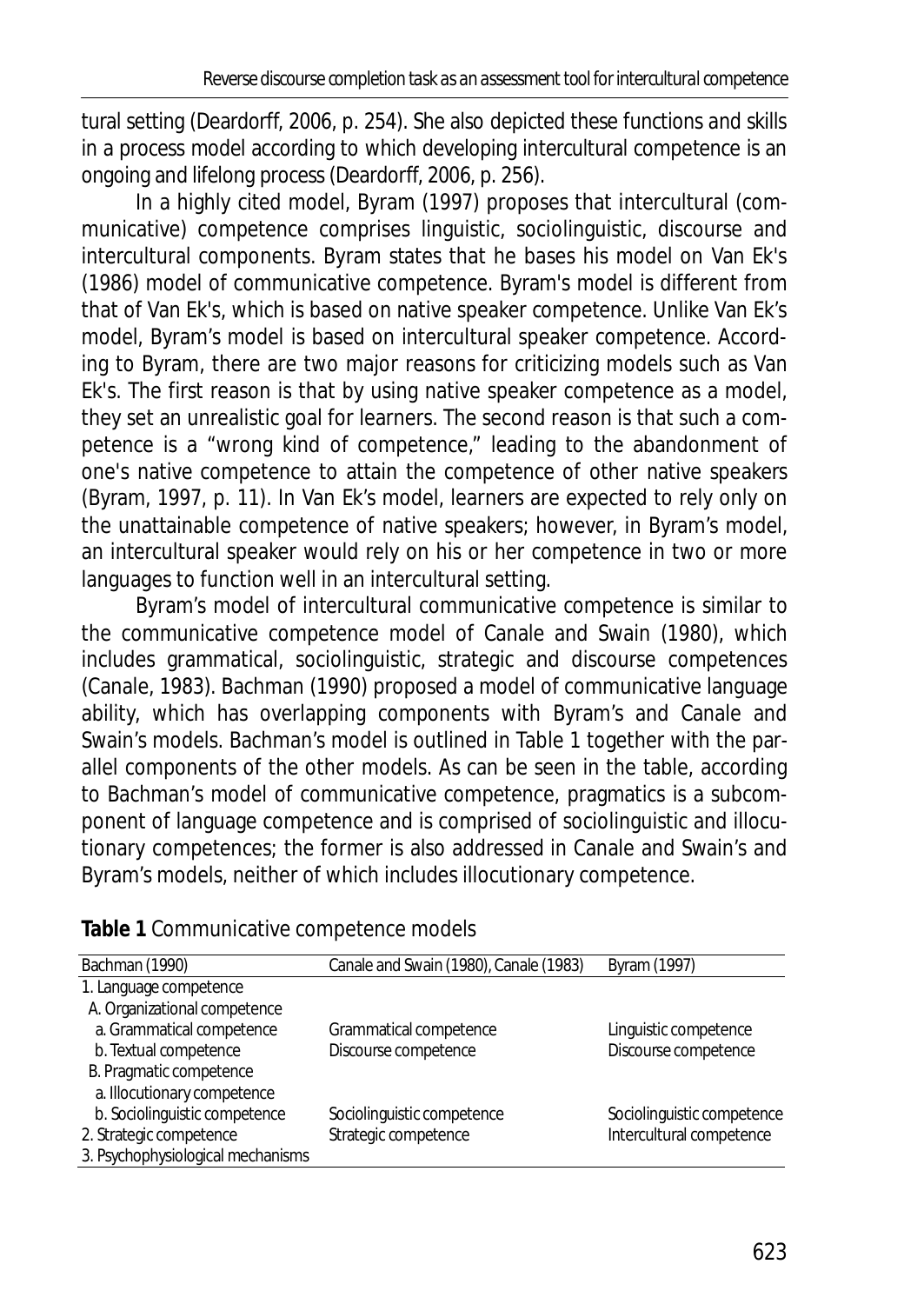tural setting (Deardorff, 2006, p. 254). She also depicted these functions and skills in a process model according to which developing intercultural competence is an ongoing and lifelong process (Deardorff, 2006, p. 256).

In a highly cited model, Byram (1997) proposes that intercultural (communicative) competence comprises linguistic, sociolinguistic, discourse and intercultural components. Byram states that he bases his model on Van Ek's (1986) model of communicative competence. Byram's model is different from that of Van Ek's, which is based on native speaker competence. Unlike Van Ek's model, Byram's model is based on intercultural speaker competence. According to Byram, there are two major reasons for criticizing models such as Van Ek's. The first reason is that by using native speaker competence as a model, they set an unrealistic goal for learners. The second reason is that such a competence is a "wrong kind of competence," leading to the abandonment of one's native competence to attain the competence of other native speakers (Byram, 1997, p. 11). In Van Ek's model, learners are expected to rely only on the unattainable competence of native speakers; however, in Byram's model, an intercultural speaker would rely on his or her competence in two or more languages to function well in an intercultural setting.

Byram's model of intercultural communicative competence is similar to the communicative competence model of Canale and Swain (1980), which includes grammatical, sociolinguistic, strategic and discourse competences (Canale, 1983). Bachman (1990) proposed a model of communicative language ability, which has overlapping components with Byram's and Canale and Swain's models. Bachman's model is outlined in Table 1 together with the parallel components of the other models. As can be seen in the table, according to Bachman's model of communicative competence, pragmatics is a subcomponent of language competence and is comprised of sociolinguistic and illocutionary competences; the former is also addressed in Canale and Swain's and Byram's models, neither of which includes illocutionary competence.

**Table 1** Communicative competence models

| Bachman (1990) | Canale and Swain (1980), Canale (1983) | Byram (1997) |
|---|---|---|
| 1. Language competence | | |
| A. Organizational competence | | |
| a. Grammatical competence | Grammatical competence | Linguistic competence |
| b. Textual competence | Discourse competence | Discourse competence |
| B. Pragmatic competence | | |
| a. Illocutionary competence | | |
| b. Sociolinguistic competence | Sociolinguistic competence | Sociolinguistic competence |
| 2. Strategic competence | Strategic competence | Intercultural competence |
| 3. Psychophysiological mechanisms | | |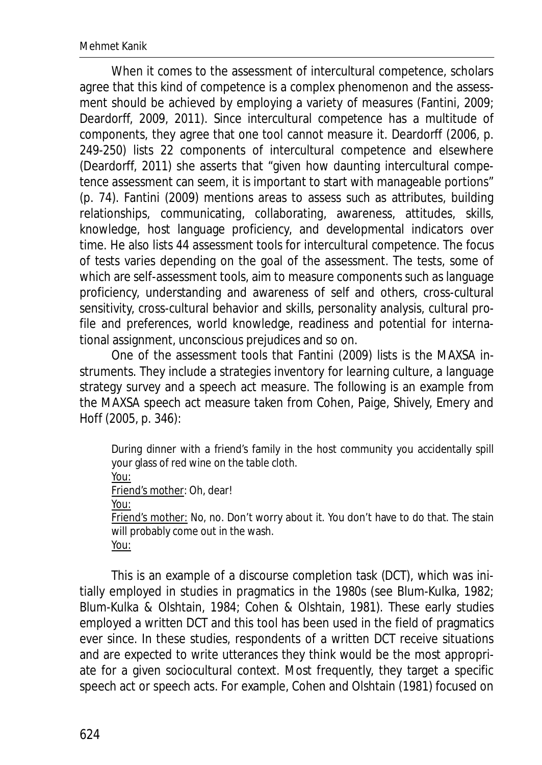When it comes to the assessment of intercultural competence, scholars agree that this kind of competence is a complex phenomenon and the assessment should be achieved by employing a variety of measures (Fantini, 2009; Deardorff, 2009, 2011). Since intercultural competence has a multitude of components, they agree that one tool cannot measure it. Deardorff (2006, p. 249-250) lists 22 components of intercultural competence and elsewhere (Deardorff, 2011) she asserts that "given how daunting intercultural competence assessment can seem, it is important to start with manageable portions" (p. 74). Fantini (2009) mentions areas to assess such as attributes, building relationships, communicating, collaborating, awareness, attitudes, skills, knowledge, host language proficiency, and developmental indicators over time. He also lists 44 assessment tools for intercultural competence. The focus of tests varies depending on the goal of the assessment. The tests, some of which are self-assessment tools, aim to measure components such as language proficiency, understanding and awareness of self and others, cross-cultural sensitivity, cross-cultural behavior and skills, personality analysis, cultural profile and preferences, world knowledge, readiness and potential for international assignment, unconscious prejudices and so on.

One of the assessment tools that Fantini (2009) lists is the MAXSA instruments. They include a strategies inventory for learning culture, a language strategy survey and a speech act measure. The following is an example from the MAXSA speech act measure taken from Cohen, Paige, Shively, Emery and Hoff (2005, p. 346):

> During dinner with a friend's family in the host community you accidentally spill your glass of red wine on the table cloth.
>
> <u>You:</u>
>
> <u>Friend's mother</u>: Oh, dear!
>
> <u>You:</u>
>
> <u>Friend's mother:</u> No, no. Don't worry about it. You don't have to do that. The stain will probably come out in the wash.
>
> <u>You:</u>

This is an example of a discourse completion task (DCT), which was initially employed in studies in pragmatics in the 1980s (see Blum-Kulka, 1982; Blum-Kulka & Olshtain, 1984; Cohen & Olshtain, 1981). These early studies employed a written DCT and this tool has been used in the field of pragmatics ever since. In these studies, respondents of a written DCT receive situations and are expected to write utterances they think would be the most appropriate for a given sociocultural context. Most frequently, they target a specific speech act or speech acts. For example, Cohen and Olshtain (1981) focused on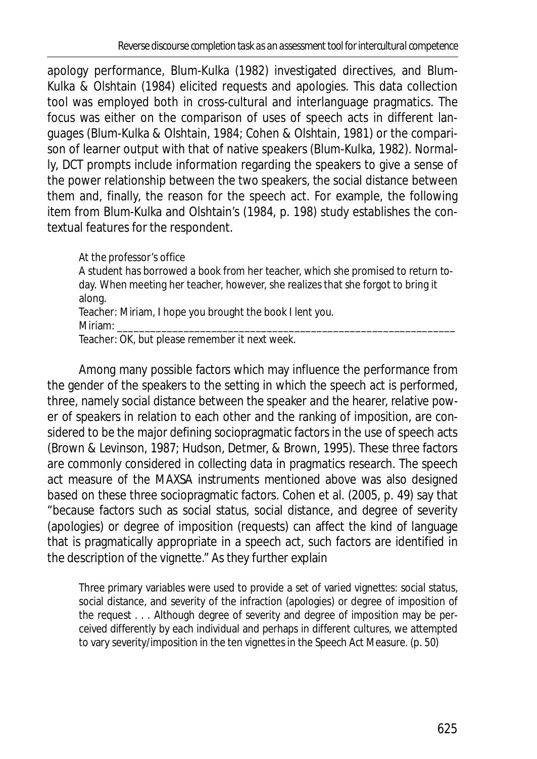apology performance, Blum-Kulka (1982) investigated directives, and Blum-Kulka & Olshtain (1984) elicited requests and apologies. This data collection tool was employed both in cross-cultural and interlanguage pragmatics. The focus was either on the comparison of uses of speech acts in different languages (Blum-Kulka & Olshtain, 1984; Cohen & Olshtain, 1981) or the comparison of learner output with that of native speakers (Blum-Kulka, 1982). Normally, DCT prompts include information regarding the speakers to give a sense of the power relationship between the two speakers, the social distance between them and, finally, the reason for the speech act. For example, the following item from Blum-Kulka and Olshtain's (1984, p. 198) study establishes the contextual features for the respondent.

> At the professor's office
> A student has borrowed a book from her teacher, which she promised to return today. When meeting her teacher, however, she realizes that she forgot to bring it along.
> Teacher: Miriam, I hope you brought the book I lent you.
> Miriam: ____________________________________________________________
> Teacher: OK, but please remember it next week.

Among many possible factors which may influence the performance from the gender of the speakers to the setting in which the speech act is performed, three, namely social distance between the speaker and the hearer, relative power of speakers in relation to each other and the ranking of imposition, are considered to be the major defining sociopragmatic factors in the use of speech acts (Brown & Levinson, 1987; Hudson, Detmer, & Brown, 1995). These three factors are commonly considered in collecting data in pragmatics research. The speech act measure of the MAXSA instruments mentioned above was also designed based on these three sociopragmatic factors. Cohen et al. (2005, p. 49) say that "because factors such as social status, social distance, and degree of severity (apologies) or degree of imposition (requests) can affect the kind of language that is pragmatically appropriate in a speech act, such factors are identified in the description of the vignette." As they further explain

> Three primary variables were used to provide a set of varied vignettes: social status, social distance, and severity of the infraction (apologies) or degree of imposition of the request . . . Although degree of severity and degree of imposition may be perceived differently by each individual and perhaps in different cultures, we attempted to vary severity/imposition in the ten vignettes in the Speech Act Measure. (p. 50)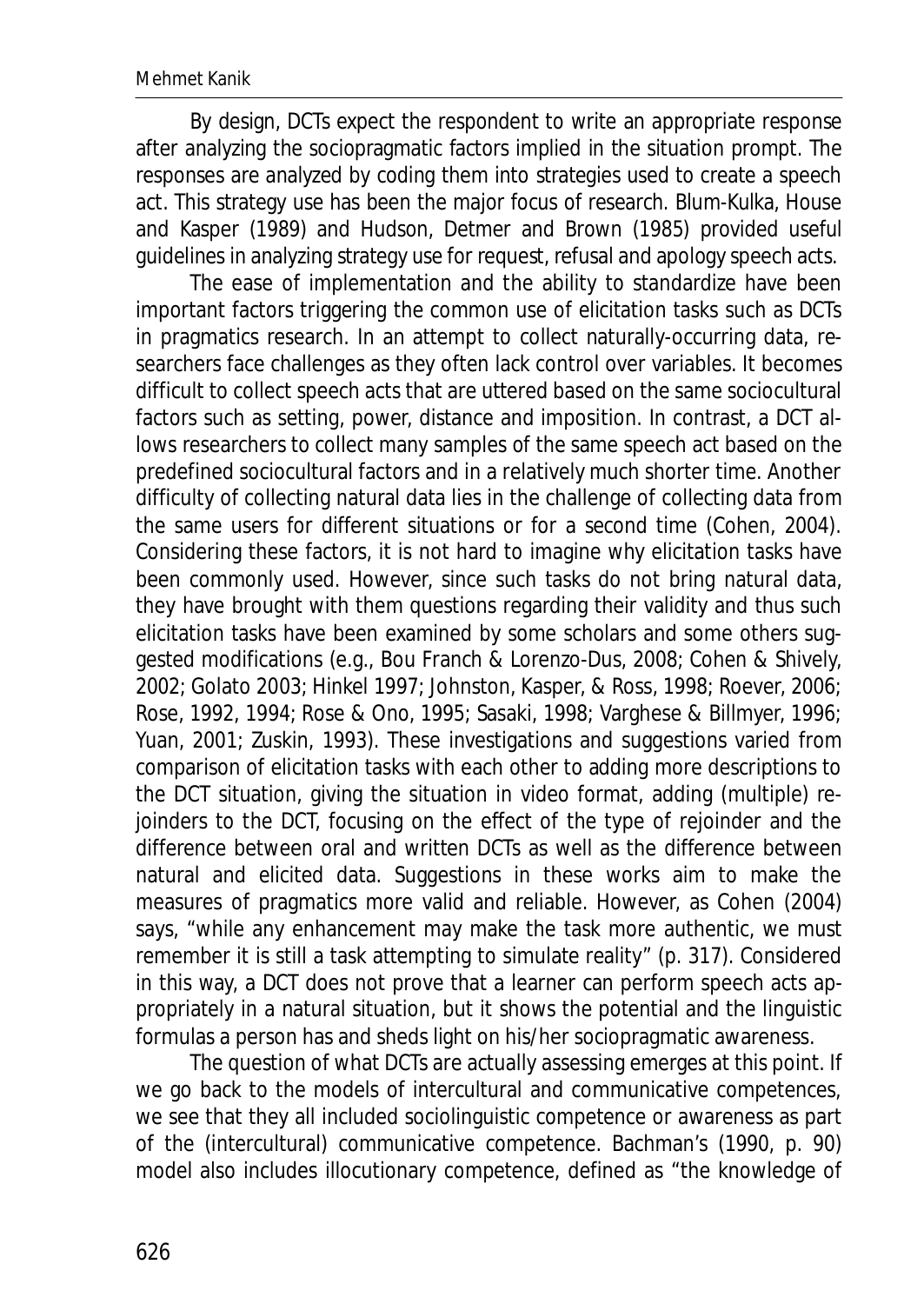By design, DCTs expect the respondent to write an appropriate response after analyzing the sociopragmatic factors implied in the situation prompt. The responses are analyzed by coding them into strategies used to create a speech act. This strategy use has been the major focus of research. Blum-Kulka, House and Kasper (1989) and Hudson, Detmer and Brown (1985) provided useful guidelines in analyzing strategy use for request, refusal and apology speech acts.

The ease of implementation and the ability to standardize have been important factors triggering the common use of elicitation tasks such as DCTs in pragmatics research. In an attempt to collect naturally-occurring data, researchers face challenges as they often lack control over variables. It becomes difficult to collect speech acts that are uttered based on the same sociocultural factors such as setting, power, distance and imposition. In contrast, a DCT allows researchers to collect many samples of the same speech act based on the predefined sociocultural factors and in a relatively much shorter time. Another difficulty of collecting natural data lies in the challenge of collecting data from the same users for different situations or for a second time (Cohen, 2004). Considering these factors, it is not hard to imagine why elicitation tasks have been commonly used. However, since such tasks do not bring natural data, they have brought with them questions regarding their validity and thus such elicitation tasks have been examined by some scholars and some others suggested modifications (e.g., Bou Franch & Lorenzo-Dus, 2008; Cohen & Shively, 2002; Golato 2003; Hinkel 1997; Johnston, Kasper, & Ross, 1998; Roever, 2006; Rose, 1992, 1994; Rose & Ono, 1995; Sasaki, 1998; Varghese & Billmyer, 1996; Yuan, 2001; Zuskin, 1993). These investigations and suggestions varied from comparison of elicitation tasks with each other to adding more descriptions to the DCT situation, giving the situation in video format, adding (multiple) rejoinders to the DCT, focusing on the effect of the type of rejoinder and the difference between oral and written DCTs as well as the difference between natural and elicited data. Suggestions in these works aim to make the measures of pragmatics more valid and reliable. However, as Cohen (2004) says, "while any enhancement may make the task more authentic, we must remember it is still a task attempting to simulate reality" (p. 317). Considered in this way, a DCT does not prove that a learner can perform speech acts appropriately in a natural situation, but it shows the potential and the linguistic formulas a person has and sheds light on his/her sociopragmatic awareness.

The question of what DCTs are actually assessing emerges at this point. If we go back to the models of intercultural and communicative competences, we see that they all included sociolinguistic competence or awareness as part of the (intercultural) communicative competence. Bachman's (1990, p. 90) model also includes illocutionary competence, defined as "the knowledge of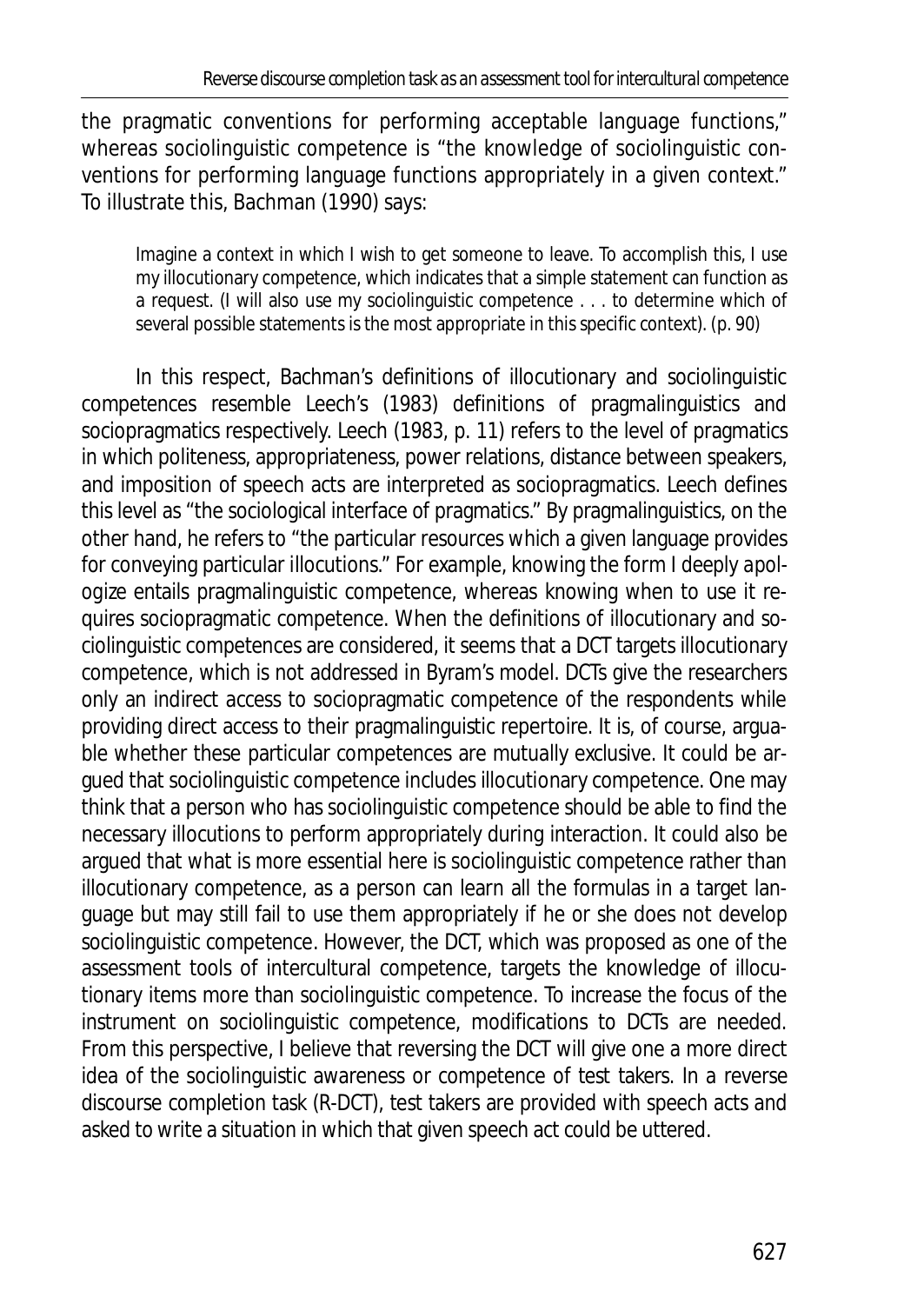the pragmatic conventions for performing acceptable language functions," whereas sociolinguistic competence is "the knowledge of sociolinguistic conventions for performing language functions appropriately in a given context." To illustrate this, Bachman (1990) says:

> Imagine a context in which I wish to get someone to leave. To accomplish this, I use my illocutionary competence, which indicates that a simple statement can function as a request. (I will also use my sociolinguistic competence . . . to determine which of several possible statements is the most appropriate in this specific context). (p. 90)

In this respect, Bachman's definitions of illocutionary and sociolinguistic competences resemble Leech's (1983) definitions of pragmalinguistics and sociopragmatics respectively. Leech (1983, p. 11) refers to the level of pragmatics in which politeness, appropriateness, power relations, distance between speakers, and imposition of speech acts are interpreted as sociopragmatics. Leech defines this level as "the sociological interface of pragmatics." By pragmalinguistics, on the other hand, he refers to "the particular resources which a given language provides for conveying particular illocutions." For example, knowing the form *I deeply apologize* entails pragmalinguistic competence, whereas knowing when to use it requires sociopragmatic competence. When the definitions of illocutionary and sociolinguistic competences are considered, it seems that a DCT targets illocutionary competence, which is not addressed in Byram's model. DCTs give the researchers only an indirect access to sociopragmatic competence of the respondents while providing direct access to their pragmalinguistic repertoire. It is, of course, arguable whether these particular competences are mutually exclusive. It could be argued that sociolinguistic competence includes illocutionary competence. One may think that a person who has sociolinguistic competence should be able to find the necessary illocutions to perform appropriately during interaction. It could also be argued that what is more essential here is sociolinguistic competence rather than illocutionary competence, as a person can learn all the formulas in a target language but may still fail to use them appropriately if he or she does not develop sociolinguistic competence. However, the DCT, which was proposed as one of the assessment tools of intercultural competence, targets the knowledge of illocutionary items more than sociolinguistic competence. To increase the focus of the instrument on sociolinguistic competence, modifications to DCTs are needed. From this perspective, I believe that reversing the DCT will give one a more direct idea of the sociolinguistic awareness or competence of test takers. In a reverse discourse completion task (R-DCT), test takers are provided with speech acts and asked to write a situation in which that given speech act could be uttered.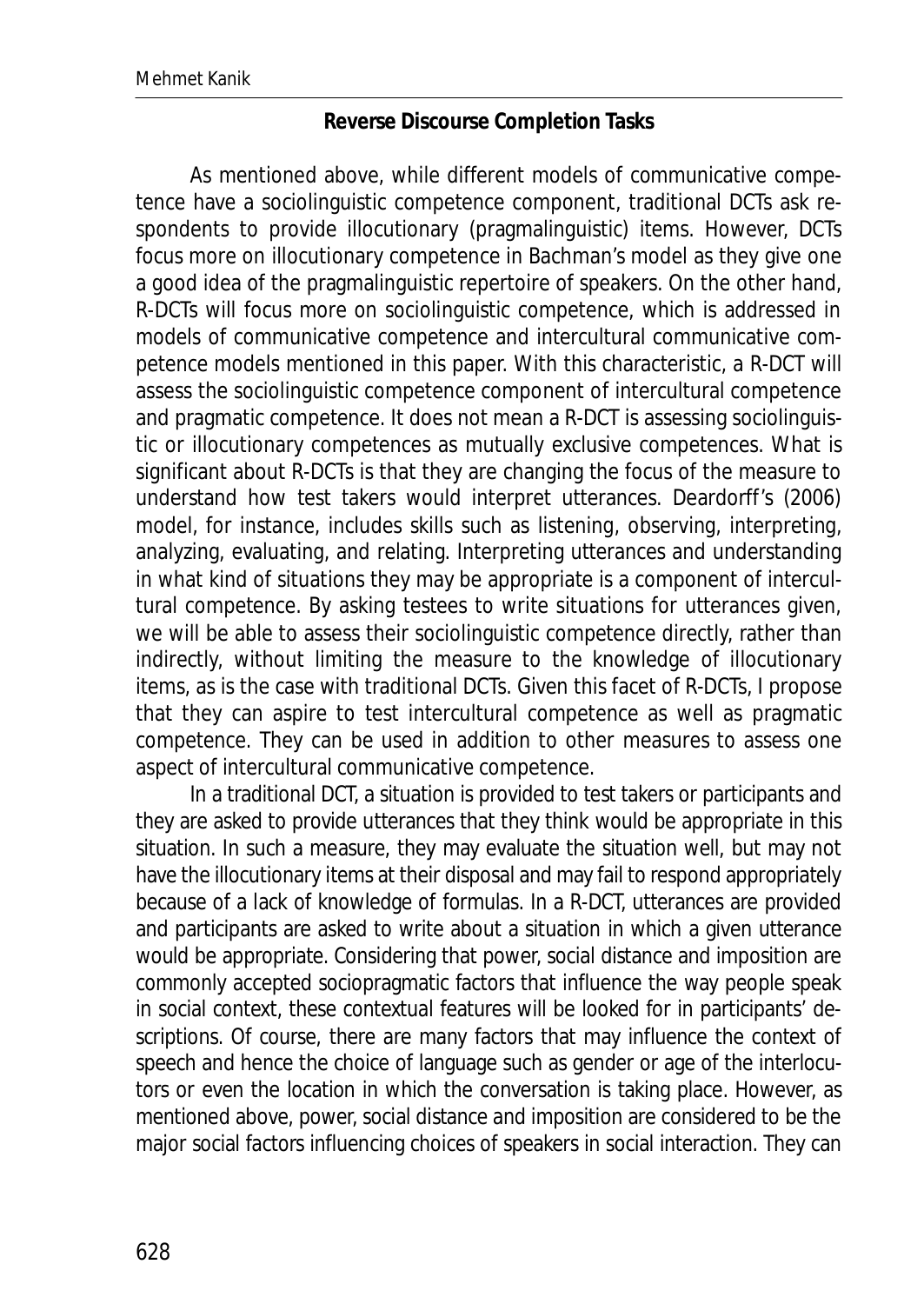### Reverse Discourse Completion Tasks

As mentioned above, while different models of communicative competence have a sociolinguistic competence component, traditional DCTs ask respondents to provide illocutionary (pragmalinguistic) items. However, DCTs focus more on illocutionary competence in Bachman's model as they give one a good idea of the pragmalinguistic repertoire of speakers. On the other hand, R-DCTs will focus more on sociolinguistic competence, which is addressed in models of communicative competence and intercultural communicative competence models mentioned in this paper. With this characteristic, a R-DCT will assess the sociolinguistic competence component of intercultural competence and pragmatic competence. It does not mean a R-DCT is assessing sociolinguistic or illocutionary competences as mutually exclusive competences. What is significant about R-DCTs is that they are changing the focus of the measure to understand how test takers would interpret utterances. Deardorff's (2006) model, for instance, includes skills such as listening, observing, interpreting, analyzing, evaluating, and relating. Interpreting utterances and understanding in what kind of situations they may be appropriate is a component of intercultural competence. By asking testees to write situations for utterances given, we will be able to assess their sociolinguistic competence directly, rather than indirectly, without limiting the measure to the knowledge of illocutionary items, as is the case with traditional DCTs. Given this facet of R-DCTs, I propose that they can aspire to test intercultural competence as well as pragmatic competence. They can be used in addition to other measures to assess one aspect of intercultural communicative competence.

In a traditional DCT, a situation is provided to test takers or participants and they are asked to provide utterances that they think would be appropriate in this situation. In such a measure, they may evaluate the situation well, but may not have the illocutionary items at their disposal and may fail to respond appropriately because of a lack of knowledge of formulas. In a R-DCT, utterances are provided and participants are asked to write about a situation in which a given utterance would be appropriate. Considering that power, social distance and imposition are commonly accepted sociopragmatic factors that influence the way people speak in social context, these contextual features will be looked for in participants' descriptions. Of course, there are many factors that may influence the context of speech and hence the choice of language such as gender or age of the interlocutors or even the location in which the conversation is taking place. However, as mentioned above, power, social distance and imposition are considered to be the major social factors influencing choices of speakers in social interaction. They can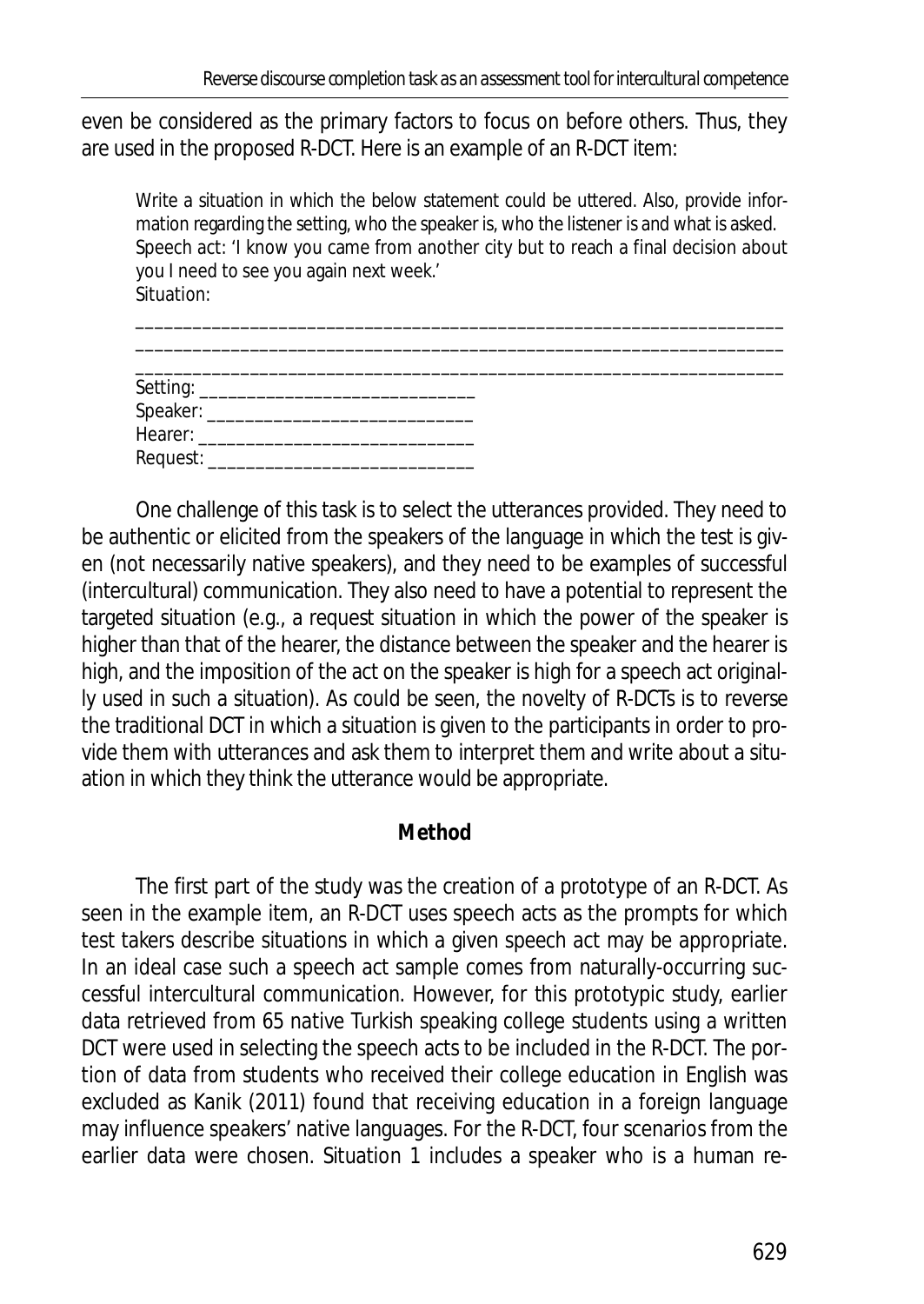even be considered as the primary factors to focus on before others. Thus, they are used in the proposed R-DCT. Here is an example of an R-DCT item:

> Write a situation in which the below statement could be uttered. Also, provide information regarding the setting, who the speaker is, who the listener is and what is asked.
> Speech act: 'I know you came from another city but to reach a final decision about you I need to see you again next week.'
> Situation:
>
> ____________________________________________________________________
> ____________________________________________________________________
> ____________________________________________________________________
> Setting: ____________________________
> Speaker: ___________________________
> Hearer: ____________________________
> Request: ___________________________

One challenge of this task is to select the utterances provided. They need to be authentic or elicited from the speakers of the language in which the test is given (not necessarily native speakers), and they need to be examples of successful (intercultural) communication. They also need to have a potential to represent the targeted situation (e.g., a request situation in which the power of the speaker is higher than that of the hearer, the distance between the speaker and the hearer is high, and the imposition of the act on the speaker is high for a speech act originally used in such a situation). As could be seen, the novelty of R-DCTs is to reverse the traditional DCT in which a situation is given to the participants in order to provide them with utterances and ask them to interpret them and write about a situation in which they think the utterance would be appropriate.

## Method

The first part of the study was the creation of a prototype of an R-DCT. As seen in the example item, an R-DCT uses speech acts as the prompts for which test takers describe situations in which a given speech act may be appropriate. In an ideal case such a speech act sample comes from naturally-occurring successful intercultural communication. However, for this prototypic study, earlier data retrieved from 65 native Turkish speaking college students using a written DCT were used in selecting the speech acts to be included in the R-DCT. The portion of data from students who received their college education in English was excluded as Kanik (2011) found that receiving education in a foreign language may influence speakers' native languages. For the R-DCT, four scenarios from the earlier data were chosen. Situation 1 includes a speaker who is a human re-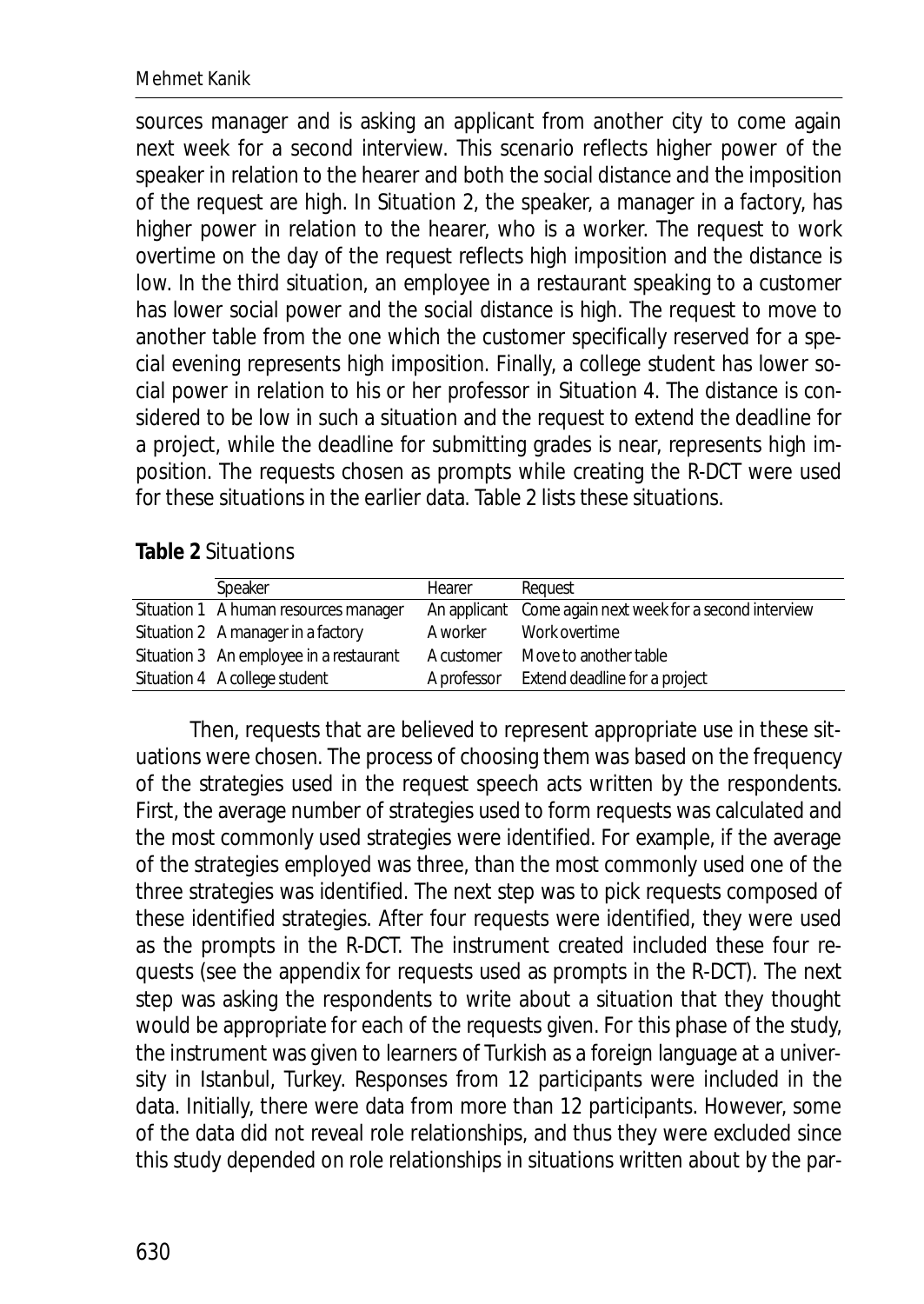sources manager and is asking an applicant from another city to come again next week for a second interview. This scenario reflects higher power of the speaker in relation to the hearer and both the social distance and the imposition of the request are high. In Situation 2, the speaker, a manager in a factory, has higher power in relation to the hearer, who is a worker. The request to work overtime on the day of the request reflects high imposition and the distance is low. In the third situation, an employee in a restaurant speaking to a customer has lower social power and the social distance is high. The request to move to another table from the one which the customer specifically reserved for a special evening represents high imposition. Finally, a college student has lower social power in relation to his or her professor in Situation 4. The distance is considered to be low in such a situation and the request to extend the deadline for a project, while the deadline for submitting grades is near, represents high imposition. The requests chosen as prompts while creating the R-DCT were used for these situations in the earlier data. Table 2 lists these situations.

**Table 2** Situations

| | Speaker | Hearer | Request |
|---|---|---|---|
| Situation 1 | A human resources manager | An applicant | Come again next week for a second interview |
| Situation 2 | A manager in a factory | A worker | Work overtime |
| Situation 3 | An employee in a restaurant | A customer | Move to another table |
| Situation 4 | A college student | A professor | Extend deadline for a project |

Then, requests that are believed to represent appropriate use in these situations were chosen. The process of choosing them was based on the frequency of the strategies used in the request speech acts written by the respondents. First, the average number of strategies used to form requests was calculated and the most commonly used strategies were identified. For example, if the average of the strategies employed was three, than the most commonly used one of the three strategies was identified. The next step was to pick requests composed of these identified strategies. After four requests were identified, they were used as the prompts in the R-DCT. The instrument created included these four requests (see the appendix for requests used as prompts in the R-DCT). The next step was asking the respondents to write about a situation that they thought would be appropriate for each of the requests given. For this phase of the study, the instrument was given to learners of Turkish as a foreign language at a university in Istanbul, Turkey. Responses from 12 participants were included in the data. Initially, there were data from more than 12 participants. However, some of the data did not reveal role relationships, and thus they were excluded since this study depended on role relationships in situations written about by the par-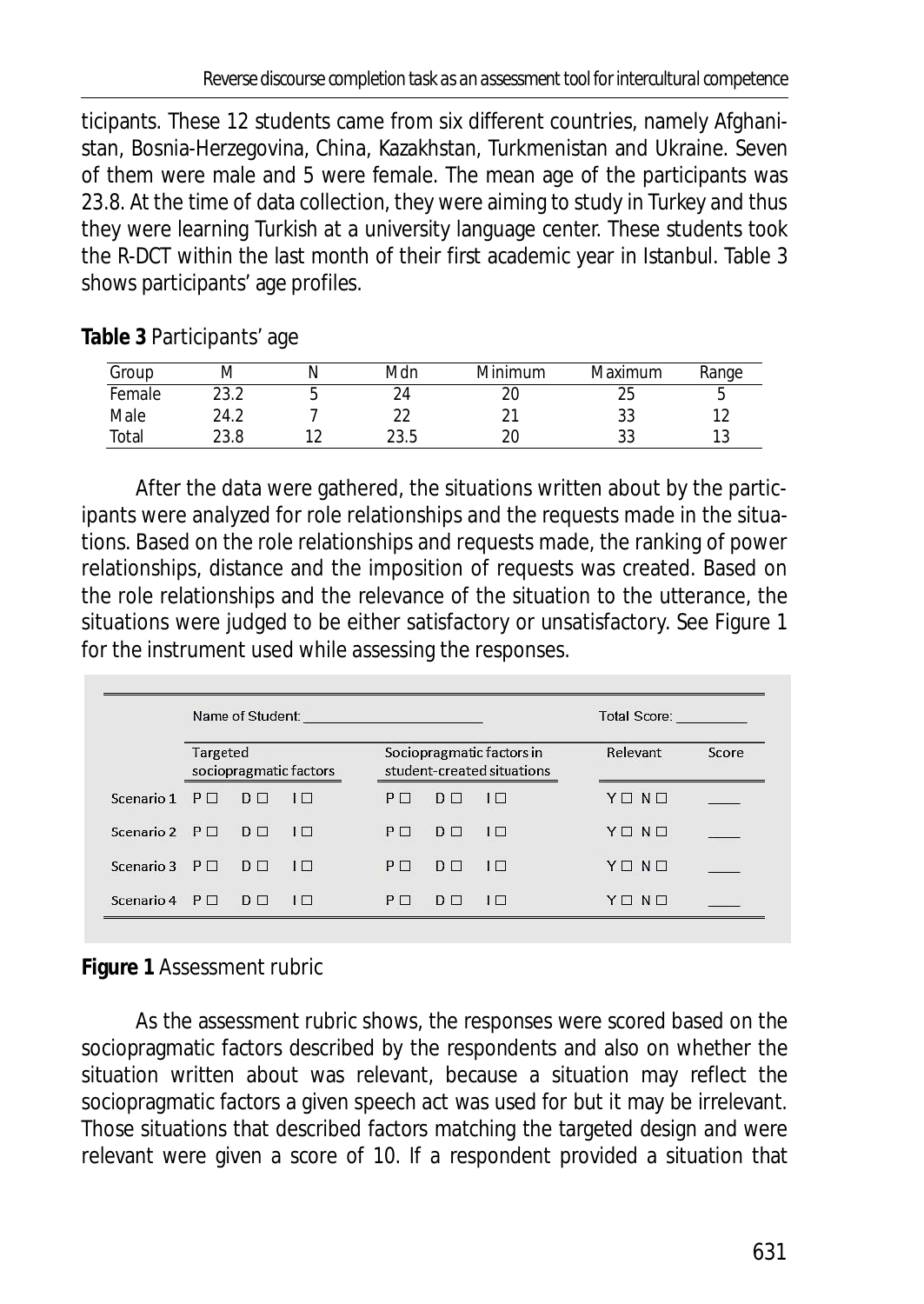ticipants. These 12 students came from six different countries, namely Afghanistan, Bosnia-Herzegovina, China, Kazakhstan, Turkmenistan and Ukraine. Seven of them were male and 5 were female. The mean age of the participants was 23.8. At the time of data collection, they were aiming to study in Turkey and thus they were learning Turkish at a university language center. These students took the R-DCT within the last month of their first academic year in Istanbul. Table 3 shows participants' age profiles.

**Table 3** Participants' age

| Group | M | N | Mdn | Minimum | Maximum | Range |
|---|---|---|---|---|---|---|
| Female | 23.2 | 5 | 24 | 20 | 25 | 5 |
| Male | 24.2 | 7 | 22 | 21 | 33 | 12 |
| Total | 23.8 | 12 | 23.5 | 20 | 33 | 13 |

After the data were gathered, the situations written about by the participants were analyzed for role relationships and the requests made in the situations. Based on the role relationships and requests made, the ranking of power relationships, distance and the imposition of requests was created. Based on the role relationships and the relevance of the situation to the utterance, the situations were judged to be either satisfactory or unsatisfactory. See Figure 1 for the instrument used while assessing the responses.

| | Name of Student: ______________________ | | | | | | Total Score: _________ | |
|---|---|---|---|---|---|---|---|---|
| | Targeted sociopragmatic factors | | | Sociopragmatic factors in student-created situations | | | Relevant | Score |
| Scenario 1 | P □ | D □ | I □ | P □ | D □ | I □ | Y □ N □ | ____ |
| Scenario 2 | P □ | D □ | I □ | P □ | D □ | I □ | Y □ N □ | ____ |
| Scenario 3 | P □ | D □ | I □ | P □ | D □ | I □ | Y □ N □ | ____ |
| Scenario 4 | P □ | D □ | I □ | P □ | D □ | I □ | Y □ N □ | ____ |

**Figure 1** Assessment rubric

As the assessment rubric shows, the responses were scored based on the sociopragmatic factors described by the respondents and also on whether the situation written about was relevant, because a situation may reflect the sociopragmatic factors a given speech act was used for but it may be irrelevant. Those situations that described factors matching the targeted design and were relevant were given a score of 10. If a respondent provided a situation that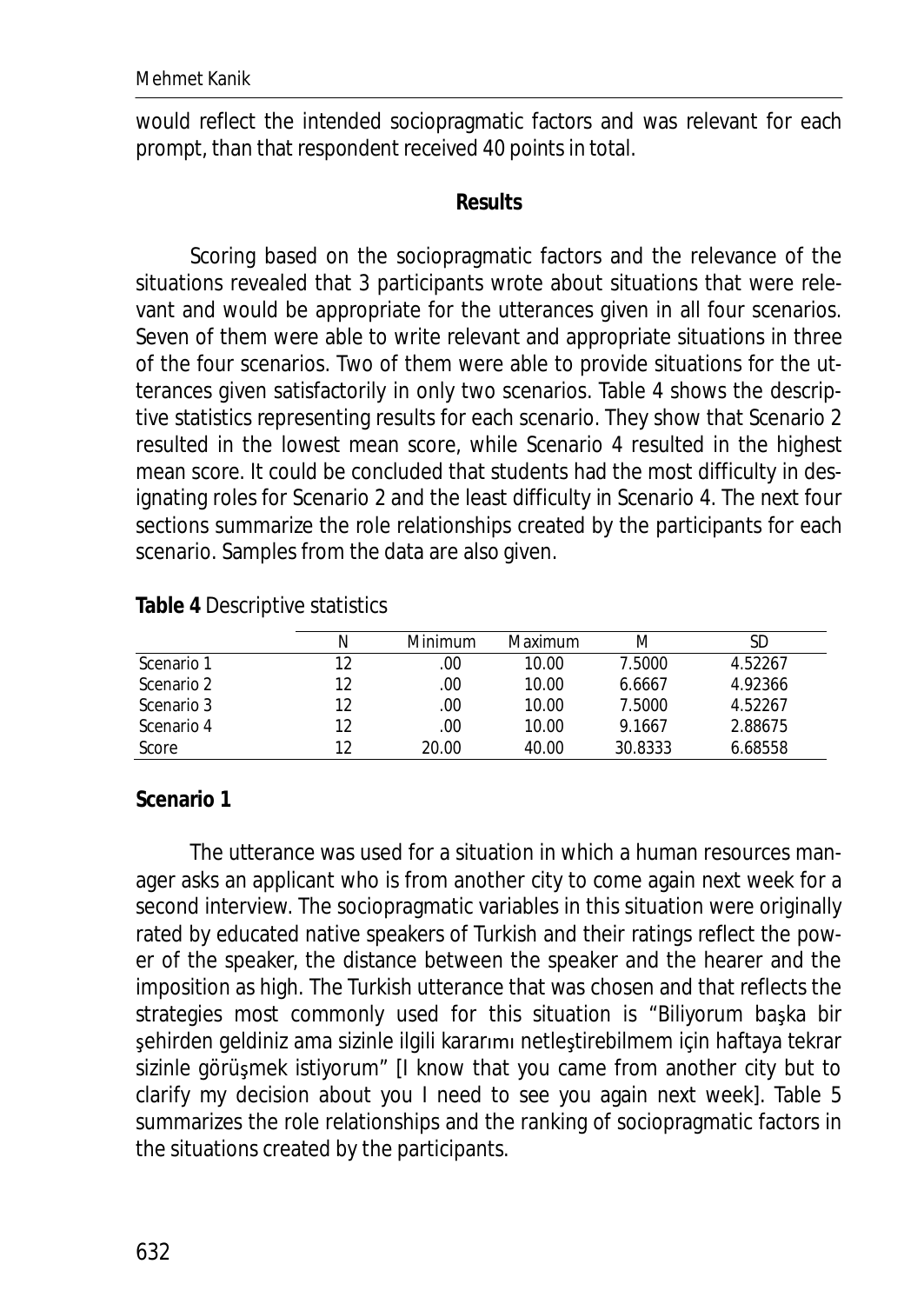would reflect the intended sociopragmatic factors and was relevant for each prompt, than that respondent received 40 points in total.

## Results

Scoring based on the sociopragmatic factors and the relevance of the situations revealed that 3 participants wrote about situations that were relevant and would be appropriate for the utterances given in all four scenarios. Seven of them were able to write relevant and appropriate situations in three of the four scenarios. Two of them were able to provide situations for the utterances given satisfactorily in only two scenarios. Table 4 shows the descriptive statistics representing results for each scenario. They show that Scenario 2 resulted in the lowest mean score, while Scenario 4 resulted in the highest mean score. It could be concluded that students had the most difficulty in designating roles for Scenario 2 and the least difficulty in Scenario 4. The next four sections summarize the role relationships created by the participants for each scenario. Samples from the data are also given.

**Table 4** Descriptive statistics

| | N | Minimum | Maximum | M | SD |
|---|---|---|---|---|---|
| Scenario 1 | 12 | .00 | 10.00 | 7.5000 | 4.52267 |
| Scenario 2 | 12 | .00 | 10.00 | 6.6667 | 4.92366 |
| Scenario 3 | 12 | .00 | 10.00 | 7.5000 | 4.52267 |
| Scenario 4 | 12 | .00 | 10.00 | 9.1667 | 2.88675 |
| Score | 12 | 20.00 | 40.00 | 30.8333 | 6.68558 |

### Scenario 1

The utterance was used for a situation in which a human resources manager asks an applicant who is from another city to come again next week for a second interview. The sociopragmatic variables in this situation were originally rated by educated native speakers of Turkish and their ratings reflect the power of the speaker, the distance between the speaker and the hearer and the imposition as high. The Turkish utterance that was chosen and that reflects the strategies most commonly used for this situation is "Biliyorum başka bir şehirden geldiniz ama sizinle ilgili kararımı netleştirebilmem için haftaya tekrar sizinle görüşmek istiyorum" [I know that you came from another city but to clarify my decision about you I need to see you again next week]. Table 5 summarizes the role relationships and the ranking of sociopragmatic factors in the situations created by the participants.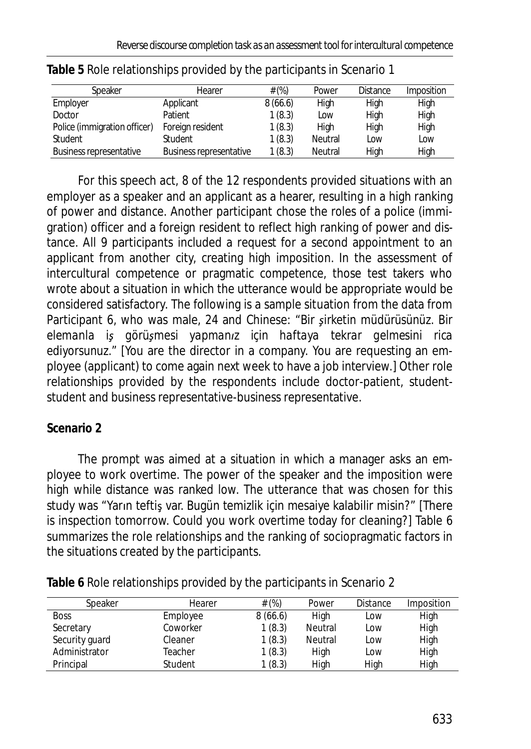**Table 5** Role relationships provided by the participants in Scenario 1

| Speaker | Hearer | # (%) | Power | Distance | Imposition |
|---|---|---|---|---|---|
| Employer | Applicant | 8 (66.6) | High | High | High |
| Doctor | Patient | 1 (8.3) | Low | High | High |
| Police (immigration officer) | Foreign resident | 1 (8.3) | High | High | High |
| Student | Student | 1 (8.3) | Neutral | Low | Low |
| Business representative | Business representative | 1 (8.3) | Neutral | High | High |

For this speech act, 8 of the 12 respondents provided situations with an employer as a speaker and an applicant as a hearer, resulting in a high ranking of power and distance. Another participant chose the roles of a police (immigration) officer and a foreign resident to reflect high ranking of power and distance. All 9 participants included a request for a second appointment to an applicant from another city, creating high imposition. In the assessment of intercultural competence or pragmatic competence, those test takers who wrote about a situation in which the utterance would be appropriate would be considered satisfactory. The following is a sample situation from the data from Participant 6, who was male, 24 and Chinese: "*Bir şirketin müdürüsünüz. Bir elemanla iş görüşmesi yapmanız için haftaya tekrar gelmesini rica ediyorsunuz.*" [You are the director in a company. You are requesting an employee (applicant) to come again next week to have a job interview.] Other role relationships provided by the respondents include doctor-patient, student-student and business representative-business representative.

**Scenario 2**

The prompt was aimed at a situation in which a manager asks an employee to work overtime. The power of the speaker and the imposition were high while distance was ranked low. The utterance that was chosen for this study was "Yarın teftiş var. Bugün temizlik için mesaiye kalabilir misin?" [There is inspection tomorrow. Could you work overtime today for cleaning?] Table 6 summarizes the role relationships and the ranking of sociopragmatic factors in the situations created by the participants.

**Table 6** Role relationships provided by the participants in Scenario 2

| Speaker | Hearer | # (%) | Power | Distance | Imposition |
|---|---|---|---|---|---|
| Boss | Employee | 8 (66.6) | High | Low | High |
| Secretary | Coworker | 1 (8.3) | Neutral | Low | High |
| Security guard | Cleaner | 1 (8.3) | Neutral | Low | High |
| Administrator | Teacher | 1 (8.3) | High | Low | High |
| Principal | Student | 1 (8.3) | High | High | High |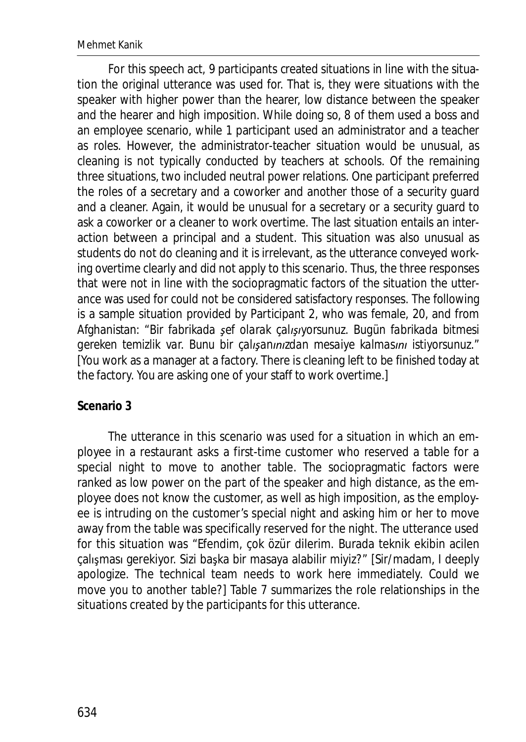For this speech act, 9 participants created situations in line with the situation the original utterance was used for. That is, they were situations with the speaker with higher power than the hearer, low distance between the speaker and the hearer and high imposition. While doing so, 8 of them used a boss and an employee scenario, while 1 participant used an administrator and a teacher as roles. However, the administrator-teacher situation would be unusual, as cleaning is not typically conducted by teachers at schools. Of the remaining three situations, two included neutral power relations. One participant preferred the roles of a secretary and a coworker and another those of a security guard and a cleaner. Again, it would be unusual for a secretary or a security guard to ask a coworker or a cleaner to work overtime. The last situation entails an interaction between a principal and a student. This situation was also unusual as students do not do cleaning and it is irrelevant, as the utterance conveyed working overtime clearly and did not apply to this scenario. Thus, the three responses that were not in line with the sociopragmatic factors of the situation the utterance was used for could not be considered satisfactory responses. The following is a sample situation provided by Participant 2, who was female, 20, and from Afghanistan: "*Bir fabrikada şef olarak çalışıyorsunuz. Bugün fabrikada bitmesi gereken temizlik var. Bunu bir çalışanınızdan mesaiye kalmasını istiyorsunuz.*" [You work as a manager at a factory. There is cleaning left to be finished today at the factory. You are asking one of your staff to work overtime.]

**Scenario 3**

The utterance in this scenario was used for a situation in which an employee in a restaurant asks a first-time customer who reserved a table for a special night to move to another table. The sociopragmatic factors were ranked as low power on the part of the speaker and high distance, as the employee does not know the customer, as well as high imposition, as the employee is intruding on the customer's special night and asking him or her to move away from the table was specifically reserved for the night. The utterance used for this situation was "Efendim, çok özür dilerim. Burada teknik ekibin acilen çalışması gerekiyor. Sizi başka bir masaya alabilir miyiz?" [Sir/madam, I deeply apologize. The technical team needs to work here immediately. Could we move you to another table?] Table 7 summarizes the role relationships in the situations created by the participants for this utterance.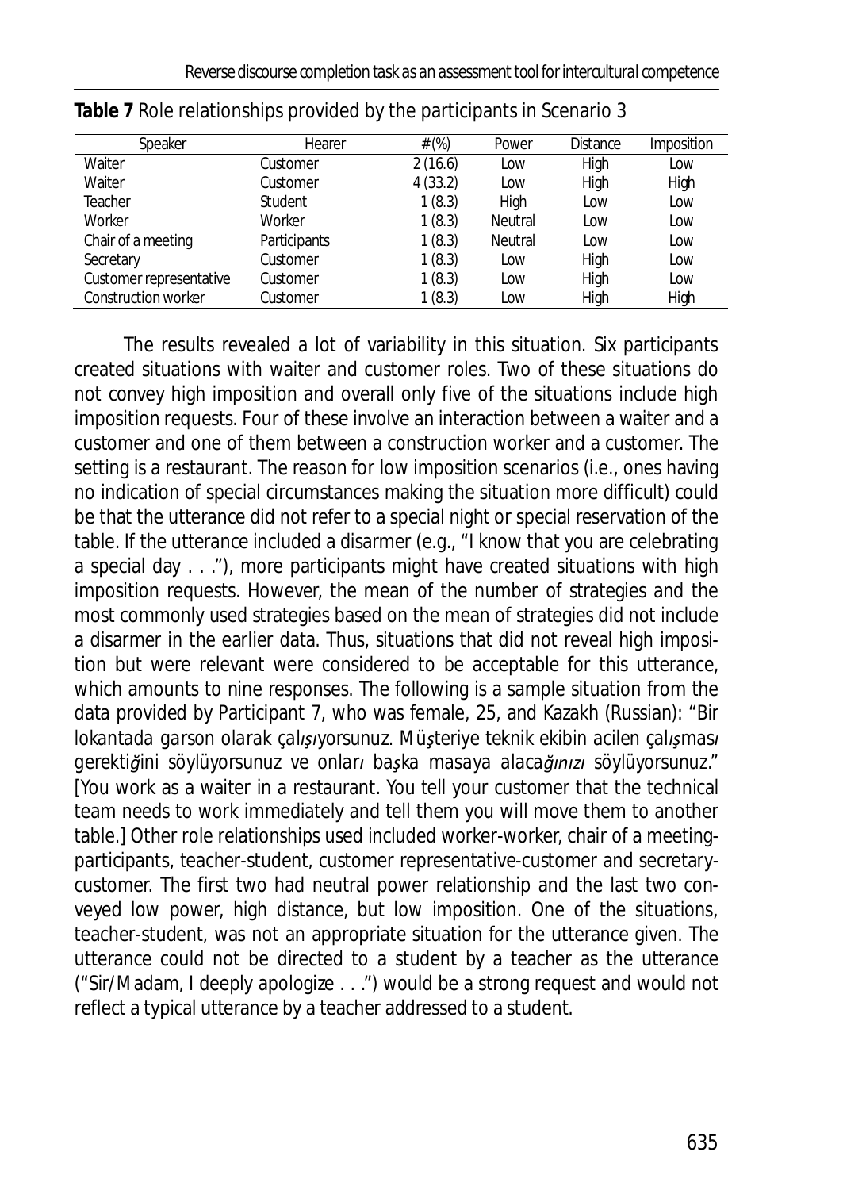**Table 7** Role relationships provided by the participants in Scenario 3

| Speaker | Hearer | # (%) | Power | Distance | Imposition |
|---|---|---|---|---|---|
| Waiter | Customer | 2 (16.6) | Low | High | Low |
| Waiter | Customer | 4 (33.2) | Low | High | High |
| Teacher | Student | 1 (8.3) | High | Low | Low |
| Worker | Worker | 1 (8.3) | Neutral | Low | Low |
| Chair of a meeting | Participants | 1 (8.3) | Neutral | Low | Low |
| Secretary | Customer | 1 (8.3) | Low | High | Low |
| Customer representative | Customer | 1 (8.3) | Low | High | Low |
| Construction worker | Customer | 1 (8.3) | Low | High | High |

The results revealed a lot of variability in this situation. Six participants created situations with waiter and customer roles. Two of these situations do not convey high imposition and overall only five of the situations include high imposition requests. Four of these involve an interaction between a waiter and a customer and one of them between a construction worker and a customer. The setting is a restaurant. The reason for low imposition scenarios (i.e., ones having no indication of special circumstances making the situation more difficult) could be that the utterance did not refer to a special night or special reservation of the table. If the utterance included a disarmer (e.g., "I know that you are celebrating a special day . . ."), more participants might have created situations with high imposition requests. However, the mean of the number of strategies and the most commonly used strategies based on the mean of strategies did not include a disarmer in the earlier data. Thus, situations that did not reveal high imposition but were relevant were considered to be acceptable for this utterance, which amounts to nine responses. The following is a sample situation from the data provided by Participant 7, who was female, 25, and Kazakh (Russian): "*Bir lokantada garson olarak çalışıyorsunuz. Müşteriye teknik ekibin acilen çalışması gerektiğini söylüyorsunuz ve onları başka masaya alacağınızı söylüyorsunuz.*" [You work as a waiter in a restaurant. You tell your customer that the technical team needs to work immediately and tell them you will move them to another table.] Other role relationships used included worker-worker, chair of a meeting-participants, teacher-student, customer representative-customer and secretary-customer. The first two had neutral power relationship and the last two conveyed low power, high distance, but low imposition. One of the situations, teacher-student, was not an appropriate situation for the utterance given. The utterance could not be directed to a student by a teacher as the utterance ("Sir/Madam, I deeply apologize . . .") would be a strong request and would not reflect a typical utterance by a teacher addressed to a student.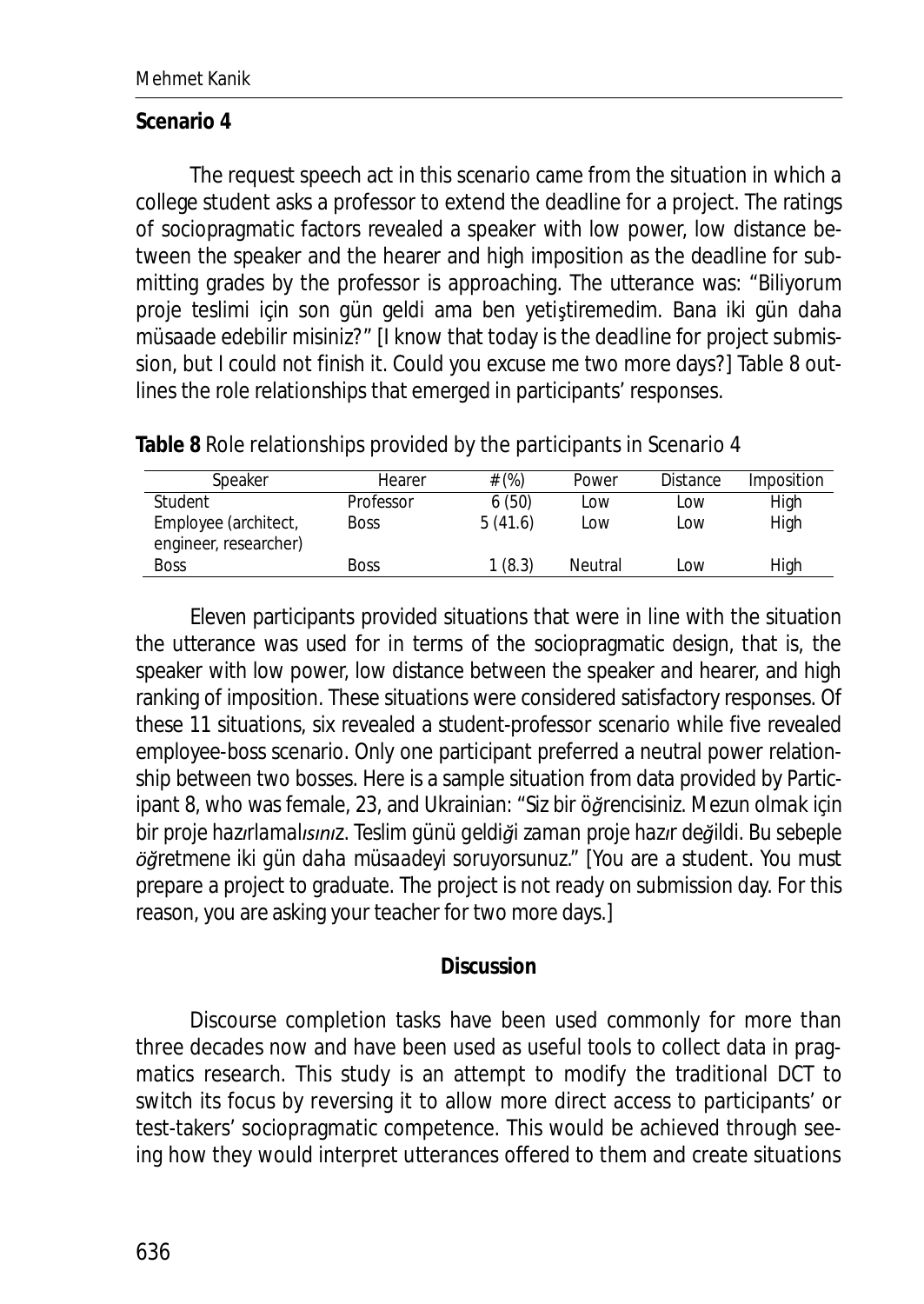**Scenario 4**

The request speech act in this scenario came from the situation in which a college student asks a professor to extend the deadline for a project. The ratings of sociopragmatic factors revealed a speaker with low power, low distance between the speaker and the hearer and high imposition as the deadline for submitting grades by the professor is approaching. The utterance was: "Biliyorum proje teslimi için son gün geldi ama ben yetiştiremedim. Bana iki gün daha müsaade edebilir misiniz?" [I know that today is the deadline for project submission, but I could not finish it. Could you excuse me two more days?] Table 8 outlines the role relationships that emerged in participants' responses.

**Table 8** Role relationships provided by the participants in Scenario 4

| Speaker | Hearer | # (%) | Power | Distance | Imposition |
|---|---|---|---|---|---|
| Student | Professor | 6 (50) | Low | Low | High |
| Employee (architect, engineer, researcher) | Boss | 5 (41.6) | Low | Low | High |
| Boss | Boss | 1 (8.3) | Neutral | Low | High |

Eleven participants provided situations that were in line with the situation the utterance was used for in terms of the sociopragmatic design, that is, the speaker with low power, low distance between the speaker and hearer, and high ranking of imposition. These situations were considered satisfactory responses. Of these 11 situations, six revealed a student-professor scenario while five revealed employee-boss scenario. Only one participant preferred a neutral power relationship between two bosses. Here is a sample situation from data provided by Participant 8, who was female, 23, and Ukrainian: "Siz bir öğrencisiniz. Mezun olmak için bir proje hazırlamalısınız. Teslim günü geldiği zaman proje hazır değildi. Bu sebeple öğretmene iki gün daha müsaadeyi soruyorsunuz." [You are a student. You must prepare a project to graduate. The project is not ready on submission day. For this reason, you are asking your teacher for two more days.]

## Discussion

Discourse completion tasks have been used commonly for more than three decades now and have been used as useful tools to collect data in pragmatics research. This study is an attempt to modify the traditional DCT to switch its focus by reversing it to allow more direct access to participants' or test-takers' sociopragmatic competence. This would be achieved through seeing how they would interpret utterances offered to them and create situations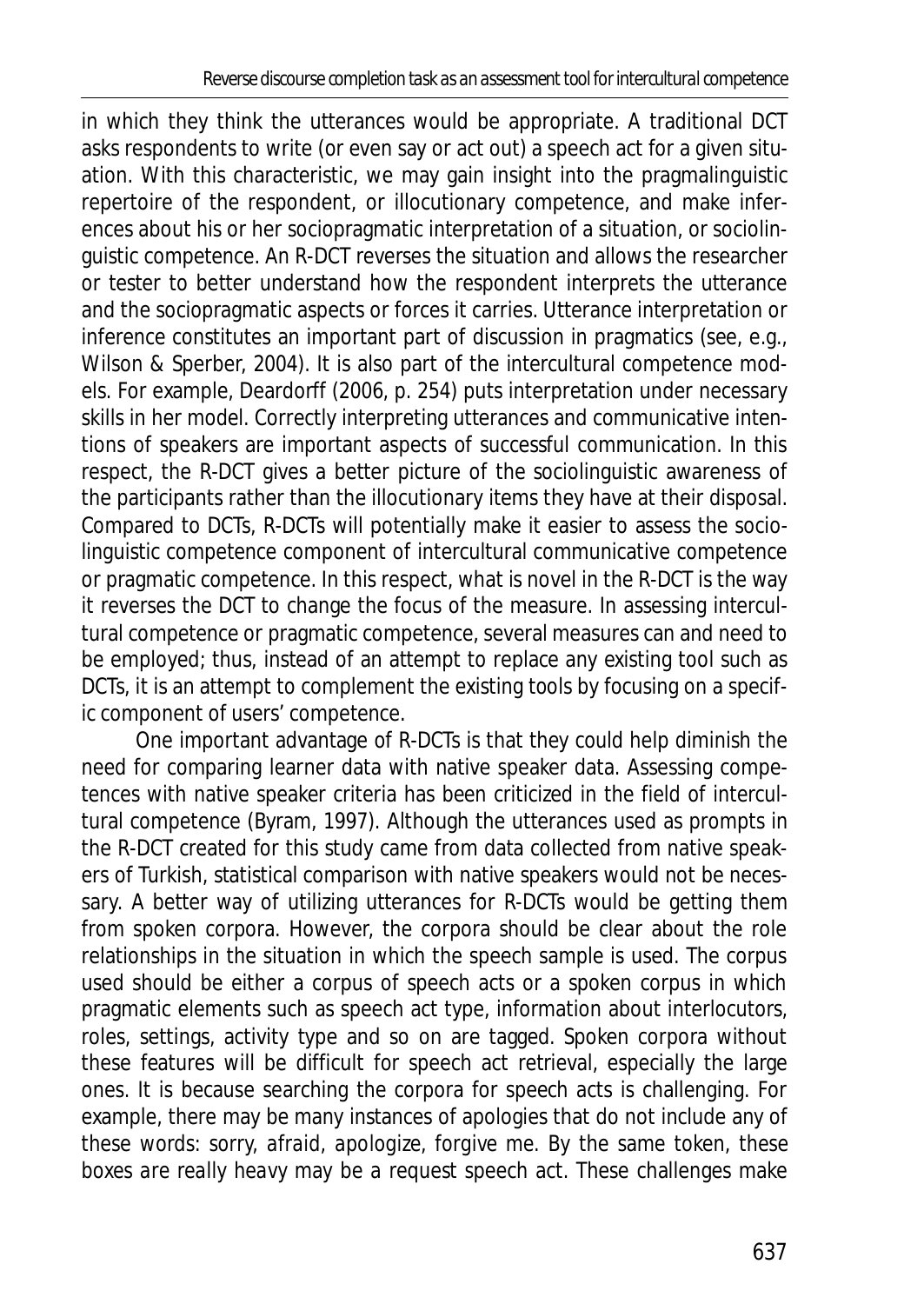in which they think the utterances would be appropriate. A traditional DCT asks respondents to write (or even say or act out) a speech act for a given situation. With this characteristic, we may gain insight into the pragmalinguistic repertoire of the respondent, or illocutionary competence, and make inferences about his or her sociopragmatic interpretation of a situation, or sociolinguistic competence. An R-DCT reverses the situation and allows the researcher or tester to better understand how the respondent interprets the utterance and the sociopragmatic aspects or forces it carries. Utterance interpretation or inference constitutes an important part of discussion in pragmatics (see, e.g., Wilson & Sperber, 2004). It is also part of the intercultural competence models. For example, Deardorff (2006, p. 254) puts interpretation under necessary skills in her model. Correctly interpreting utterances and communicative intentions of speakers are important aspects of successful communication. In this respect, the R-DCT gives a better picture of the sociolinguistic awareness of the participants rather than the illocutionary items they have at their disposal. Compared to DCTs, R-DCTs will potentially make it easier to assess the sociolinguistic competence component of intercultural communicative competence or pragmatic competence. In this respect, what is novel in the R-DCT is the way it reverses the DCT to change the focus of the measure. In assessing intercultural competence or pragmatic competence, several measures can and need to be employed; thus, instead of an attempt to replace any existing tool such as DCTs, it is an attempt to complement the existing tools by focusing on a specific component of users' competence.

One important advantage of R-DCTs is that they could help diminish the need for comparing learner data with native speaker data. Assessing competences with native speaker criteria has been criticized in the field of intercultural competence (Byram, 1997). Although the utterances used as prompts in the R-DCT created for this study came from data collected from native speakers of Turkish, statistical comparison with native speakers would not be necessary. A better way of utilizing utterances for R-DCTs would be getting them from spoken corpora. However, the corpora should be clear about the role relationships in the situation in which the speech sample is used. The corpus used should be either a corpus of speech acts or a spoken corpus in which pragmatic elements such as speech act type, information about interlocutors, roles, settings, activity type and so on are tagged. Spoken corpora without these features will be difficult for speech act retrieval, especially the large ones. It is because searching the corpora for speech acts is challenging. For example, there may be many instances of apologies that do not include any of these words: *sorry, afraid, apologize, forgive me*. By the same token, *these boxes are really heavy* may be a request speech act. These challenges make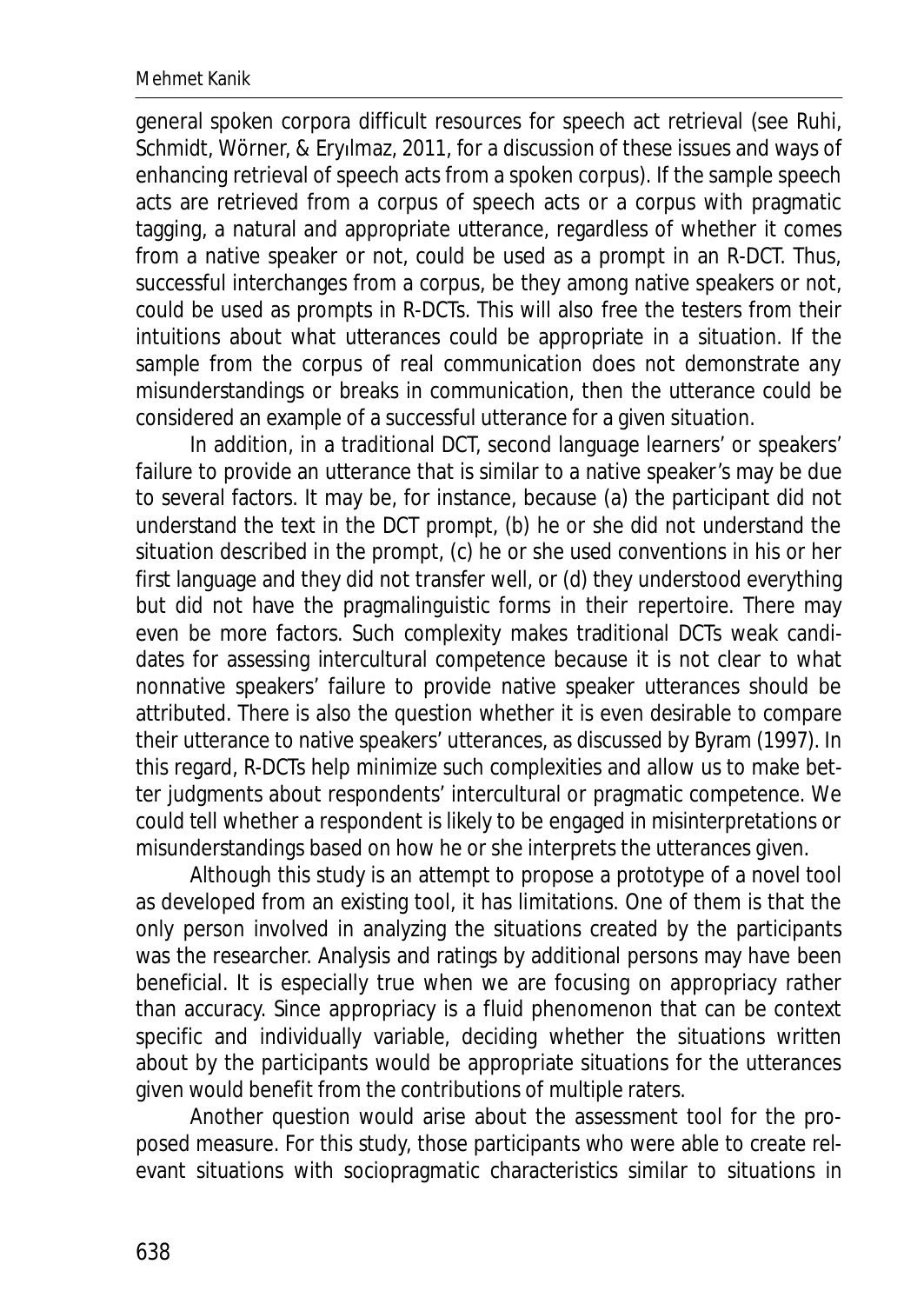general spoken corpora difficult resources for speech act retrieval (see Ruhi, Schmidt, Wörner, & Eryılmaz, 2011, for a discussion of these issues and ways of enhancing retrieval of speech acts from a spoken corpus). If the sample speech acts are retrieved from a corpus of speech acts or a corpus with pragmatic tagging, a natural and appropriate utterance, regardless of whether it comes from a native speaker or not, could be used as a prompt in an R-DCT. Thus, successful interchanges from a corpus, be they among native speakers or not, could be used as prompts in R-DCTs. This will also free the testers from their intuitions about what utterances could be appropriate in a situation. If the sample from the corpus of real communication does not demonstrate any misunderstandings or breaks in communication, then the utterance could be considered an example of a successful utterance for a given situation.

In addition, in a traditional DCT, second language learners' or speakers' failure to provide an utterance that is similar to a native speaker's may be due to several factors. It may be, for instance, because (a) the participant did not understand the text in the DCT prompt, (b) he or she did not understand the situation described in the prompt, (c) he or she used conventions in his or her first language and they did not transfer well, or (d) they understood everything but did not have the pragmalinguistic forms in their repertoire. There may even be more factors. Such complexity makes traditional DCTs weak candidates for assessing intercultural competence because it is not clear to what nonnative speakers' failure to provide native speaker utterances should be attributed. There is also the question whether it is even desirable to compare their utterance to native speakers' utterances, as discussed by Byram (1997). In this regard, R-DCTs help minimize such complexities and allow us to make better judgments about respondents' intercultural or pragmatic competence. We could tell whether a respondent is likely to be engaged in misinterpretations or misunderstandings based on how he or she interprets the utterances given.

Although this study is an attempt to propose a prototype of a novel tool as developed from an existing tool, it has limitations. One of them is that the only person involved in analyzing the situations created by the participants was the researcher. Analysis and ratings by additional persons may have been beneficial. It is especially true when we are focusing on appropriacy rather than accuracy. Since appropriacy is a fluid phenomenon that can be context specific and individually variable, deciding whether the situations written about by the participants would be appropriate situations for the utterances given would benefit from the contributions of multiple raters.

Another question would arise about the assessment tool for the proposed measure. For this study, those participants who were able to create relevant situations with sociopragmatic characteristics similar to situations in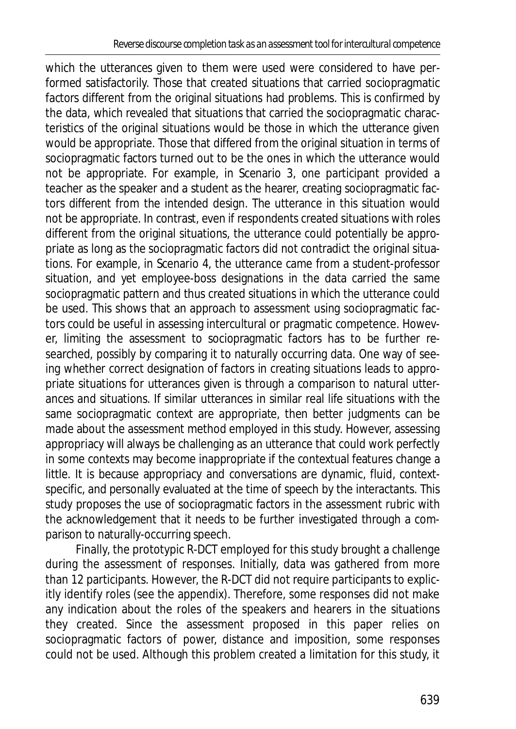which the utterances given to them were used were considered to have performed satisfactorily. Those that created situations that carried sociopragmatic factors different from the original situations had problems. This is confirmed by the data, which revealed that situations that carried the sociopragmatic characteristics of the original situations would be those in which the utterance given would be appropriate. Those that differed from the original situation in terms of sociopragmatic factors turned out to be the ones in which the utterance would not be appropriate. For example, in Scenario 3, one participant provided a teacher as the speaker and a student as the hearer, creating sociopragmatic factors different from the intended design. The utterance in this situation would not be appropriate. In contrast, even if respondents created situations with roles different from the original situations, the utterance could potentially be appropriate as long as the sociopragmatic factors did not contradict the original situations. For example, in Scenario 4, the utterance came from a student-professor situation, and yet employee-boss designations in the data carried the same sociopragmatic pattern and thus created situations in which the utterance could be used. This shows that an approach to assessment using sociopragmatic factors could be useful in assessing intercultural or pragmatic competence. However, limiting the assessment to sociopragmatic factors has to be further researched, possibly by comparing it to naturally occurring data. One way of seeing whether correct designation of factors in creating situations leads to appropriate situations for utterances given is through a comparison to natural utterances and situations. If similar utterances in similar real life situations with the same sociopragmatic context are appropriate, then better judgments can be made about the assessment method employed in this study. However, assessing appropriacy will always be challenging as an utterance that could work perfectly in some contexts may become inappropriate if the contextual features change a little. It is because appropriacy and conversations are dynamic, fluid, context-specific, and personally evaluated at the time of speech by the interactants. This study proposes the use of sociopragmatic factors in the assessment rubric with the acknowledgement that it needs to be further investigated through a comparison to naturally-occurring speech.

Finally, the prototypic R-DCT employed for this study brought a challenge during the assessment of responses. Initially, data was gathered from more than 12 participants. However, the R-DCT did not require participants to explicitly identify roles (see the appendix). Therefore, some responses did not make any indication about the roles of the speakers and hearers in the situations they created. Since the assessment proposed in this paper relies on sociopragmatic factors of power, distance and imposition, some responses could not be used. Although this problem created a limitation for this study, it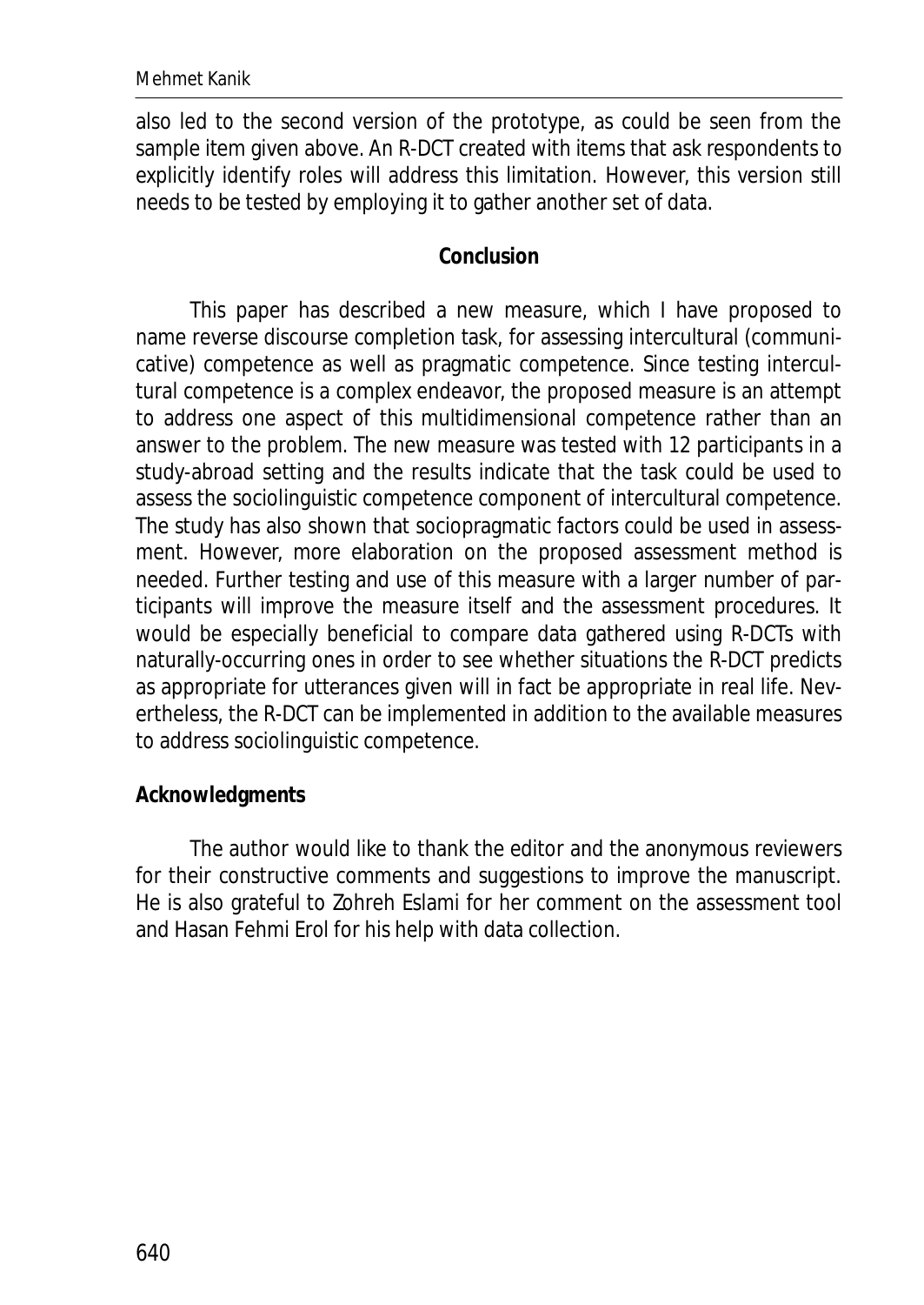also led to the second version of the prototype, as could be seen from the sample item given above. An R-DCT created with items that ask respondents to explicitly identify roles will address this limitation. However, this version still needs to be tested by employing it to gather another set of data.

## Conclusion

This paper has described a new measure, which I have proposed to name reverse discourse completion task, for assessing intercultural (communicative) competence as well as pragmatic competence. Since testing intercultural competence is a complex endeavor, the proposed measure is an attempt to address one aspect of this multidimensional competence rather than an answer to the problem. The new measure was tested with 12 participants in a study-abroad setting and the results indicate that the task could be used to assess the sociolinguistic competence component of intercultural competence. The study has also shown that sociopragmatic factors could be used in assessment. However, more elaboration on the proposed assessment method is needed. Further testing and use of this measure with a larger number of participants will improve the measure itself and the assessment procedures. It would be especially beneficial to compare data gathered using R-DCTs with naturally-occurring ones in order to see whether situations the R-DCT predicts as appropriate for utterances given will in fact be appropriate in real life. Nevertheless, the R-DCT can be implemented in addition to the available measures to address sociolinguistic competence.

### Acknowledgments

The author would like to thank the editor and the anonymous reviewers for their constructive comments and suggestions to improve the manuscript. He is also grateful to Zohreh Eslami for her comment on the assessment tool and Hasan Fehmi Erol for his help with data collection.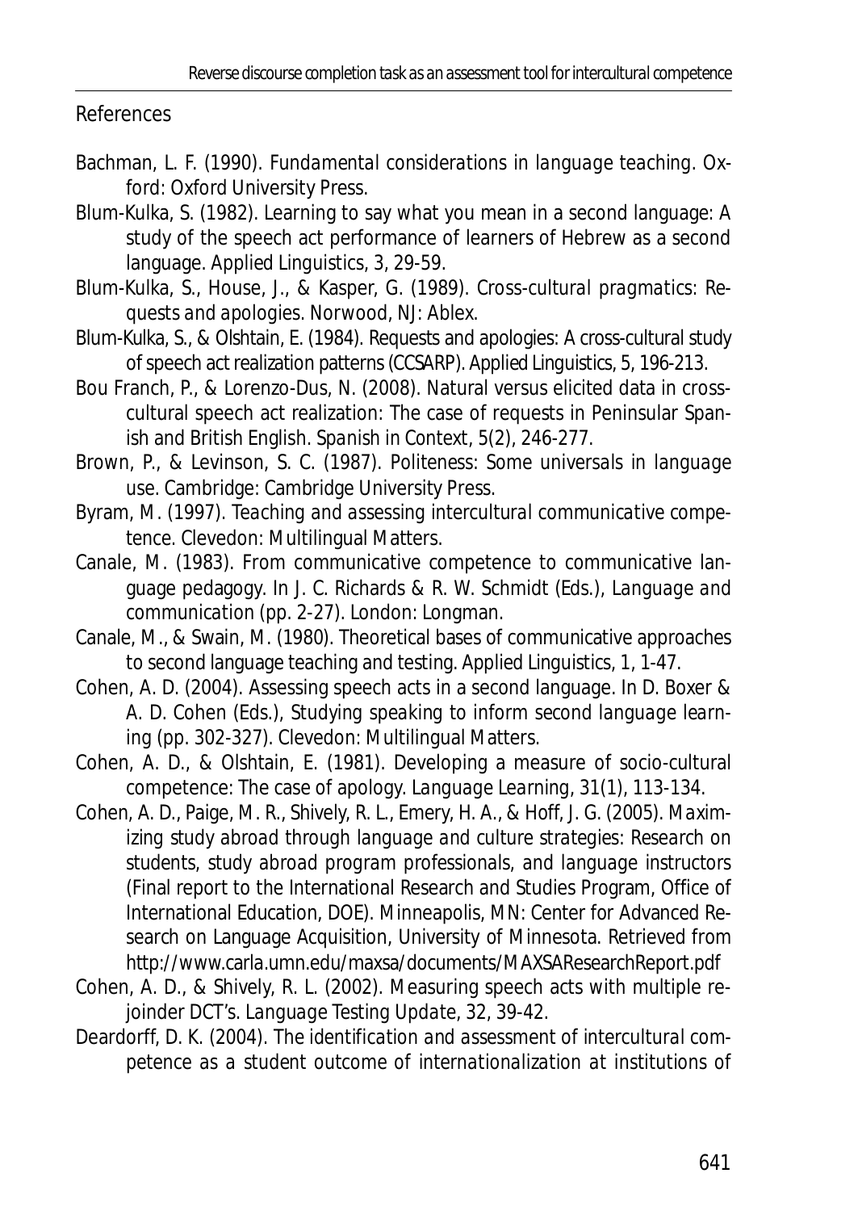## References

Bachman, L. F. (1990). *Fundamental considerations in language teaching*. Oxford: Oxford University Press.

Blum-Kulka, S. (1982). Learning to say what you mean in a second language: A study of the speech act performance of learners of Hebrew as a second language. *Applied Linguistics, 3*, 29-59.

Blum-Kulka, S., House, J., & Kasper, G. (1989). *Cross-cultural pragmatics: Requests and apologies*. Norwood, NJ: Ablex.

Blum-Kulka, S., & Olshtain, E. (1984). Requests and apologies: A cross-cultural study of speech act realization patterns (CCSARP). *Applied Linguistics, 5*, 196-213.

Bou Franch, P., & Lorenzo-Dus, N. (2008). Natural versus elicited data in cross-cultural speech act realization: The case of requests in Peninsular Spanish and British English. *Spanish in Context, 5*(2), 246-277.

Brown, P., & Levinson, S. C. (1987). *Politeness: Some universals in language use*. Cambridge: Cambridge University Press.

Byram, M. (1997). *Teaching and assessing intercultural communicative competence*. Clevedon: Multilingual Matters.

Canale, M. (1983). From communicative competence to communicative language pedagogy. In J. C. Richards & R. W. Schmidt (Eds.), *Language and communication* (pp. 2-27). London: Longman.

Canale, M., & Swain, M. (1980). Theoretical bases of communicative approaches to second language teaching and testing. *Applied Linguistics, 1*, 1-47.

Cohen, A. D. (2004). Assessing speech acts in a second language. In D. Boxer & A. D. Cohen (Eds.), *Studying speaking to inform second language learning* (pp. 302-327). Clevedon: Multilingual Matters.

Cohen, A. D., & Olshtain, E. (1981). Developing a measure of socio-cultural competence: The case of apology. *Language Learning, 31*(1), 113-134.

Cohen, A. D., Paige, M. R., Shively, R. L., Emery, H. A., & Hoff, J. G. (2005). *Maximizing study abroad through language and culture strategies: Research on students, study abroad program professionals, and language instructors* (Final report to the International Research and Studies Program, Office of International Education, DOE). Minneapolis, MN: Center for Advanced Research on Language Acquisition, University of Minnesota. Retrieved from http://www.carla.umn.edu/maxsa/documents/MAXSAResearchReport.pdf

Cohen, A. D., & Shively, R. L. (2002). Measuring speech acts with multiple rejoinder DCT's. *Language Testing Update, 32*, 39-42.

Deardorff, D. K. (2004). *The identification and assessment of intercultural competence as a student outcome of internationalization at institutions of*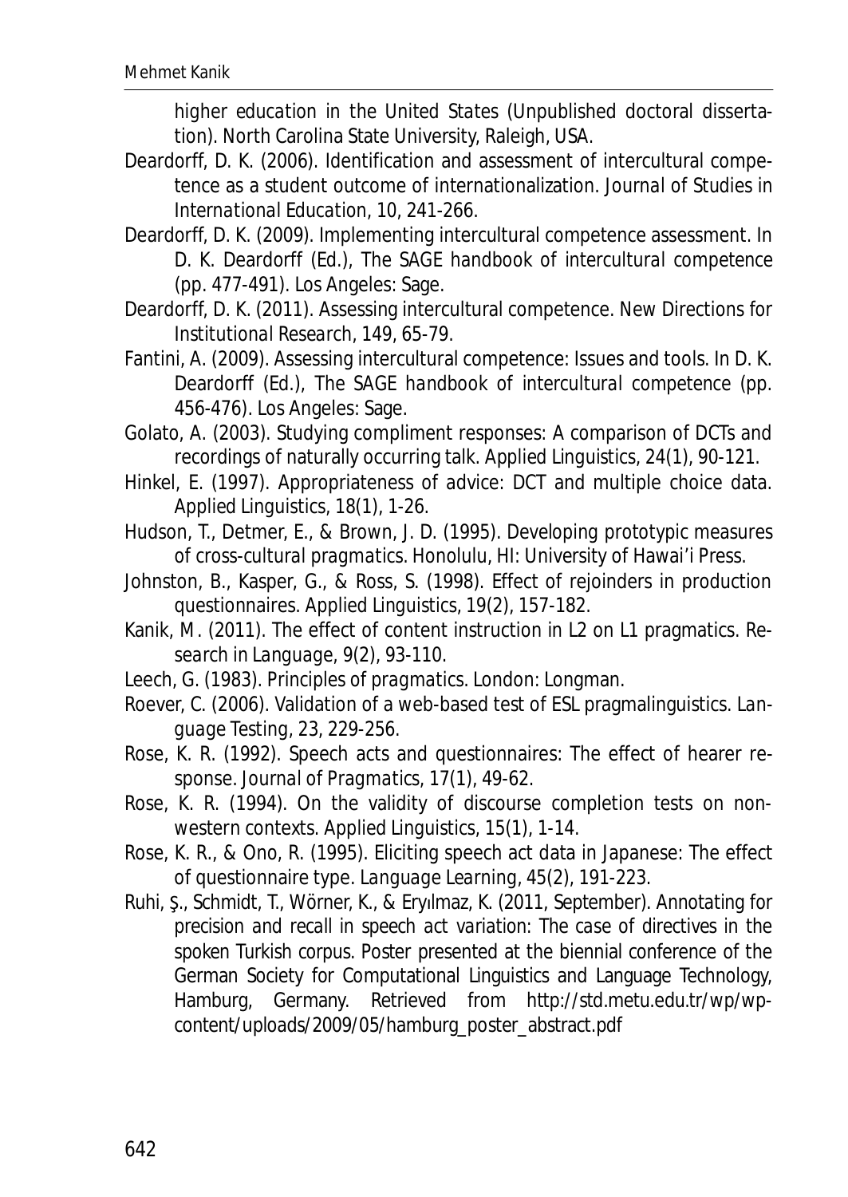higher education in the United States (Unpublished doctoral dissertation). North Carolina State University, Raleigh, USA.

Deardorff, D. K. (2006). Identification and assessment of intercultural competence as a student outcome of internationalization. *Journal of Studies in International Education*, 10, 241-266.

Deardorff, D. K. (2009). Implementing intercultural competence assessment. In D. K. Deardorff (Ed.), *The SAGE handbook of intercultural competence* (pp. 477-491). Los Angeles: Sage.

Deardorff, D. K. (2011). Assessing intercultural competence. *New Directions for Institutional Research*, 149, 65-79.

Fantini, A. (2009). Assessing intercultural competence: Issues and tools. In D. K. Deardorff (Ed.), *The SAGE handbook of intercultural competence* (pp. 456-476). Los Angeles: Sage.

Golato, A. (2003). Studying compliment responses: A comparison of DCTs and recordings of naturally occurring talk. *Applied Linguistics*, 24(1), 90-121.

Hinkel, E. (1997). Appropriateness of advice: DCT and multiple choice data. *Applied Linguistics*, 18(1), 1-26.

Hudson, T., Detmer, E., & Brown, J. D. (1995). *Developing prototypic measures of cross-cultural pragmatics*. Honolulu, HI: University of Hawai'i Press.

Johnston, B., Kasper, G., & Ross, S. (1998). Effect of rejoinders in production questionnaires. *Applied Linguistics*, 19(2), 157-182.

Kanik, M. (2011). The effect of content instruction in L2 on L1 pragmatics. *Research in Language*, 9(2), 93-110.

Leech, G. (1983). *Principles of pragmatics*. London: Longman.

Roever, C. (2006). Validation of a web-based test of ESL pragmalinguistics. *Language Testing*, 23, 229-256.

Rose, K. R. (1992). Speech acts and questionnaires: The effect of hearer response. *Journal of Pragmatics*, 17(1), 49-62.

Rose, K. R. (1994). On the validity of discourse completion tests on non-western contexts. *Applied Linguistics*, 15(1), 1-14.

Rose, K. R., & Ono, R. (1995). Eliciting speech act data in Japanese: The effect of questionnaire type. *Language Learning*, 45(2), 191-223.

Ruhi, Ş., Schmidt, T., Wörner, K., & Eryılmaz, K. (2011, September). *Annotating for precision and recall in speech act variation: The case of directives in the spoken Turkish corpus*. Poster presented at the biennial conference of the German Society for Computational Linguistics and Language Technology, Hamburg, Germany. Retrieved from http://std.metu.edu.tr/wp/wp-content/uploads/2009/05/hamburg_poster_abstract.pdf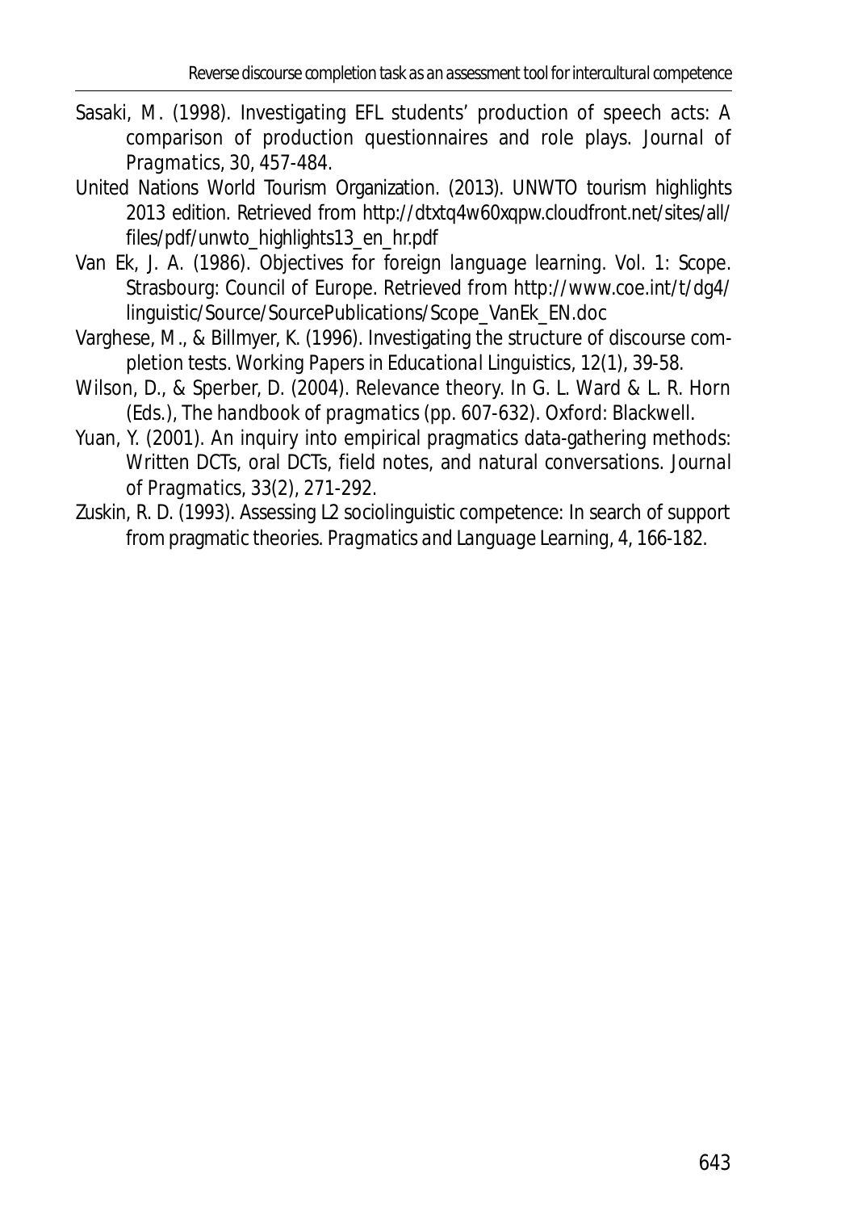Sasaki, M. (1998). Investigating EFL students' production of speech acts: A comparison of production questionnaires and role plays. *Journal of Pragmatics*, 30, 457-484.

United Nations World Tourism Organization. (2013). *UNWTO tourism highlights 2013 edition*. Retrieved from http://dtxtq4w60xqpw.cloudfront.net/sites/all/files/pdf/unwto_highlights13_en_hr.pdf

Van Ek, J. A. (1986). *Objectives for foreign language learning. Vol. 1: Scope*. Strasbourg: Council of Europe. Retrieved from http://www.coe.int/t/dg4/linguistic/Source/SourcePublications/Scope_VanEk_EN.doc

Varghese, M., & Billmyer, K. (1996). Investigating the structure of discourse completion tests. *Working Papers in Educational Linguistics*, 12(1), 39-58.

Wilson, D., & Sperber, D. (2004). Relevance theory. In G. L. Ward & L. R. Horn (Eds.), *The handbook of pragmatics* (pp. 607-632). Oxford: Blackwell.

Yuan, Y. (2001). An inquiry into empirical pragmatics data-gathering methods: Written DCTs, oral DCTs, field notes, and natural conversations. *Journal of Pragmatics*, 33(2), 271-292.

Zuskin, R. D. (1993). Assessing L2 sociolinguistic competence: In search of support from pragmatic theories. *Pragmatics and Language Learning*, 4, 166-182.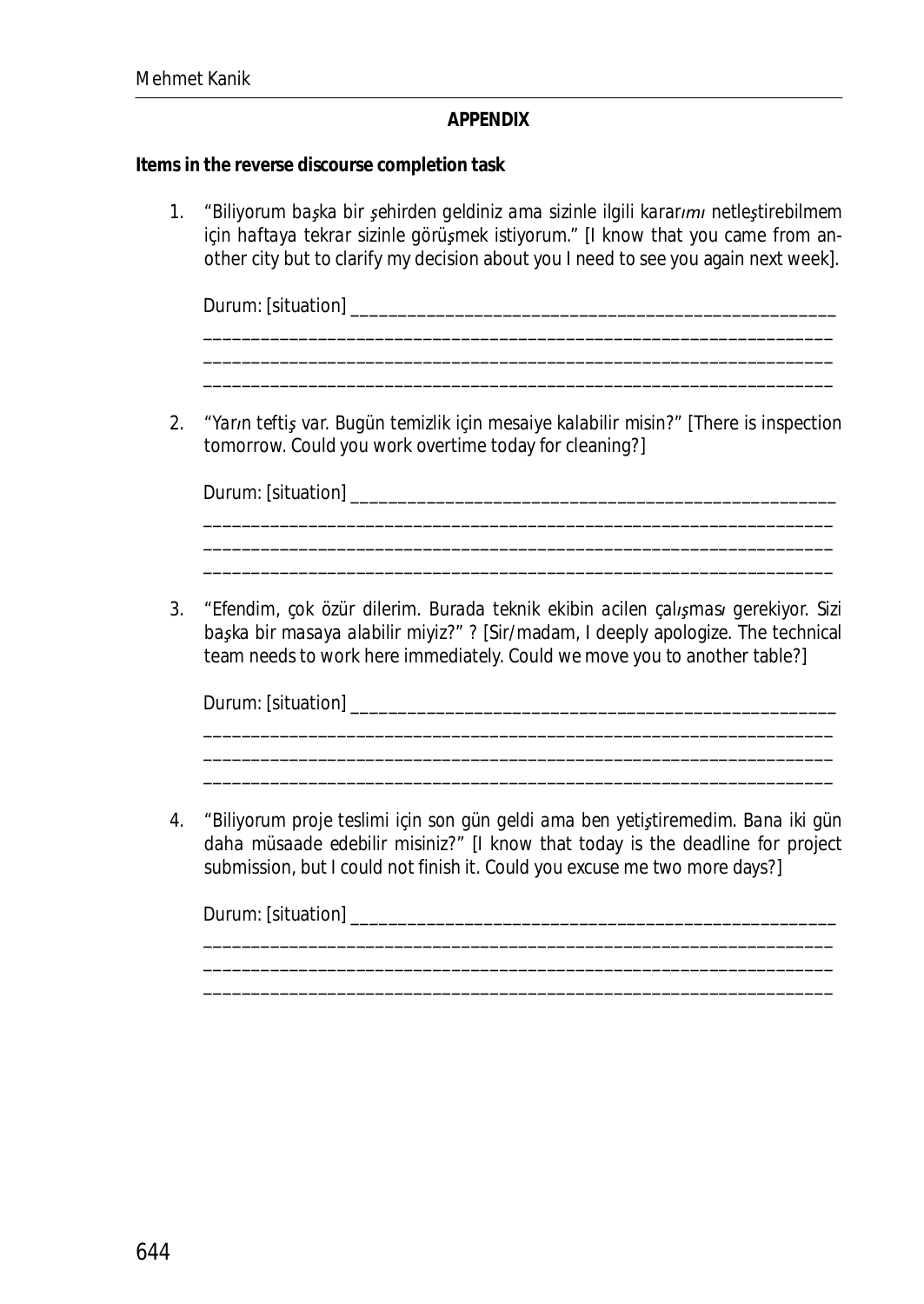**APPENDIX**

**Items in the reverse discourse completion task**

1. "Biliyorum başka bir şehirden geldiniz ama sizinle ilgili kararımı netleştirebilmem için haftaya tekrar sizinle görüşmek istiyorum." [I know that you came from another city but to clarify my decision about you I need to see you again next week].

   Durum: [situation] ______________________________________________________
   ____________________________________________________________________
   ____________________________________________________________________
   ____________________________________________________________________

2. "Yarın teftiş var. Bugün temizlik için mesaiye kalabilir misin?" [There is inspection tomorrow. Could you work overtime today for cleaning?]

   Durum: [situation] ______________________________________________________
   ____________________________________________________________________
   ____________________________________________________________________
   ____________________________________________________________________

3. "Efendim, çok özür dilerim. Burada teknik ekibin acilen çalışması gerekiyor. Sizi başka bir masaya alabilir miyiz?" ? [Sir/madam, I deeply apologize. The technical team needs to work here immediately. Could we move you to another table?]

   Durum: [situation] ______________________________________________________
   ____________________________________________________________________
   ____________________________________________________________________
   ____________________________________________________________________

4. "Biliyorum proje teslimi için son gün geldi ama ben yetiştiremedim. Bana iki gün daha müsaade edebilir misiniz?" [I know that today is the deadline for project submission, but I could not finish it. Could you excuse me two more days?]

   Durum: [situation] ______________________________________________________
   ____________________________________________________________________
   ____________________________________________________________________
   ____________________________________________________________________